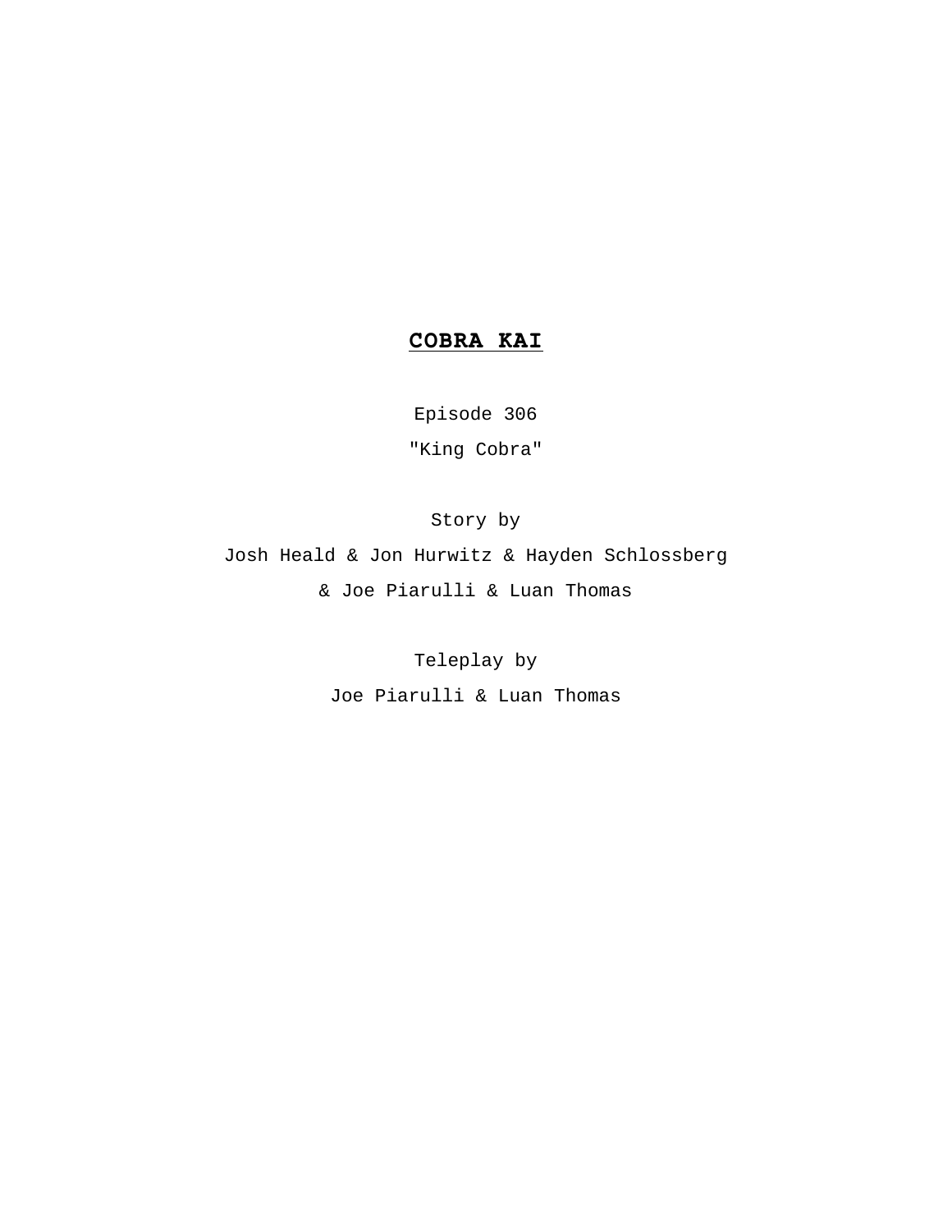# **COBRA KAI**

Episode 306

"King Cobra"

Story by

Josh Heald & Jon Hurwitz & Hayden Schlossberg

& Joe Piarulli & Luan Thomas

Teleplay by

Joe Piarulli & Luan Thomas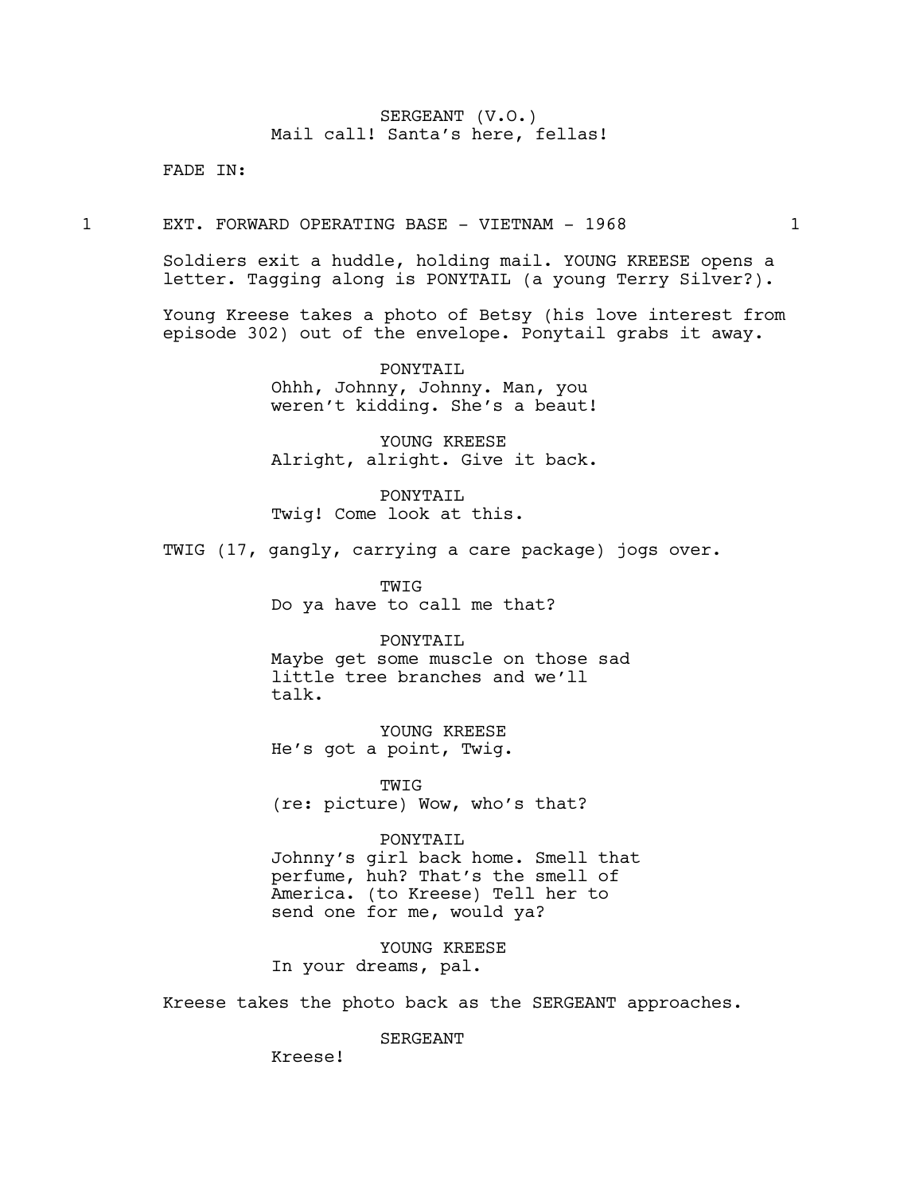SERGEANT (V.O.)
Mail call! Santa's here, fellas!

FADE IN:

1 EXT. FORWARD OPERATING BASE - VIETNAM - 1968 1

Soldiers exit a huddle, holding mail. YOUNG KREESE opens a letter. Tagging along is PONYTAIL (a young Terry Silver?).

Young Kreese takes a photo of Betsy (his love interest from episode 302) out of the envelope. Ponytail grabs it away.

PONYTAIL
Ohhh, Johnny, Johnny. Man, you weren't kidding. She's a beaut!

YOUNG KREESE
Alright, alright. Give it back.

PONYTAIL
Twig! Come look at this.

TWIG (17, gangly, carrying a care package) jogs over.

TWIG
Do ya have to call me that?

PONYTAIL
Maybe get some muscle on those sad little tree branches and we'll talk.

YOUNG KREESE
He's got a point, Twig.

TWIG
(re: picture) Wow, who's that?

PONYTAIL
Johnny's girl back home. Smell that perfume, huh? That's the smell of America. (to Kreese) Tell her to send one for me, would ya?

YOUNG KREESE
In your dreams, pal.

Kreese takes the photo back as the SERGEANT approaches.

SERGEANT
Kreese!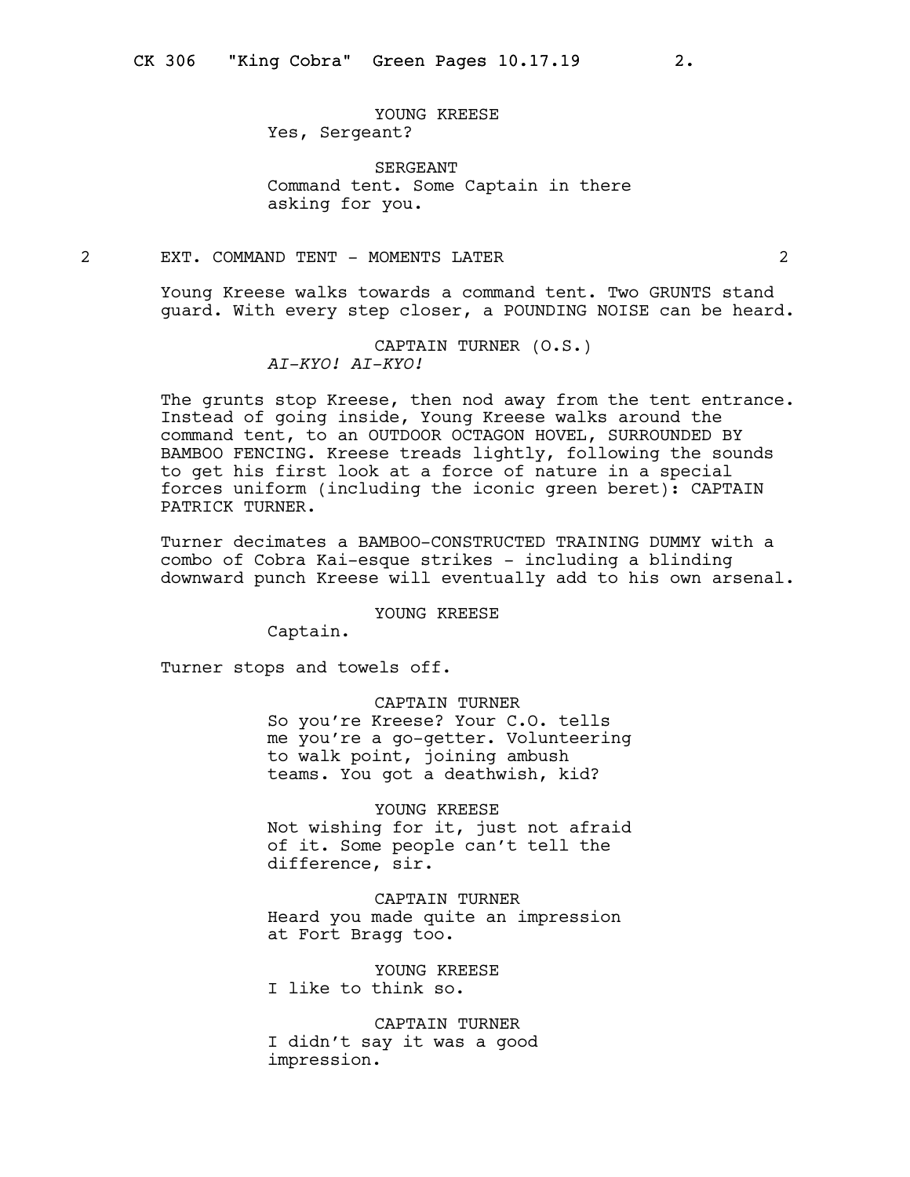YOUNG KREESE
Yes, Sergeant?

SERGEANT
Command tent. Some Captain in there asking for you.

2 EXT. COMMAND TENT - MOMENTS LATER 2

Young Kreese walks towards a command tent. Two GRUNTS stand guard. With every step closer, a POUNDING NOISE can be heard.

CAPTAIN TURNER (O.S.)
*AI-KYO! AI-KYO!*

The grunts stop Kreese, then nod away from the tent entrance. Instead of going inside, Young Kreese walks around the command tent, to an OUTDOOR OCTAGON HOVEL, SURROUNDED BY BAMBOO FENCING. Kreese treads lightly, following the sounds to get his first look at a force of nature in a special forces uniform (including the iconic green beret): CAPTAIN PATRICK TURNER.

Turner decimates a BAMBOO-CONSTRUCTED TRAINING DUMMY with a combo of Cobra Kai-esque strikes - including a blinding downward punch Kreese will eventually add to his own arsenal.

YOUNG KREESE
Captain.

Turner stops and towels off.

CAPTAIN TURNER
So you're Kreese? Your C.O. tells me you're a go-getter. Volunteering to walk point, joining ambush teams. You got a deathwish, kid?

YOUNG KREESE
Not wishing for it, just not afraid of it. Some people can't tell the difference, sir.

CAPTAIN TURNER
Heard you made quite an impression at Fort Bragg too.

YOUNG KREESE
I like to think so.

CAPTAIN TURNER
I didn't say it was a good impression.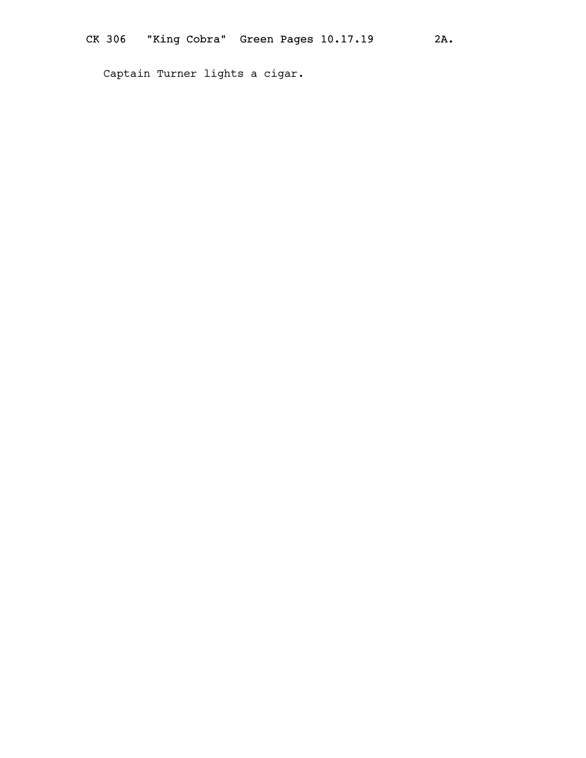Captain Turner lights a cigar.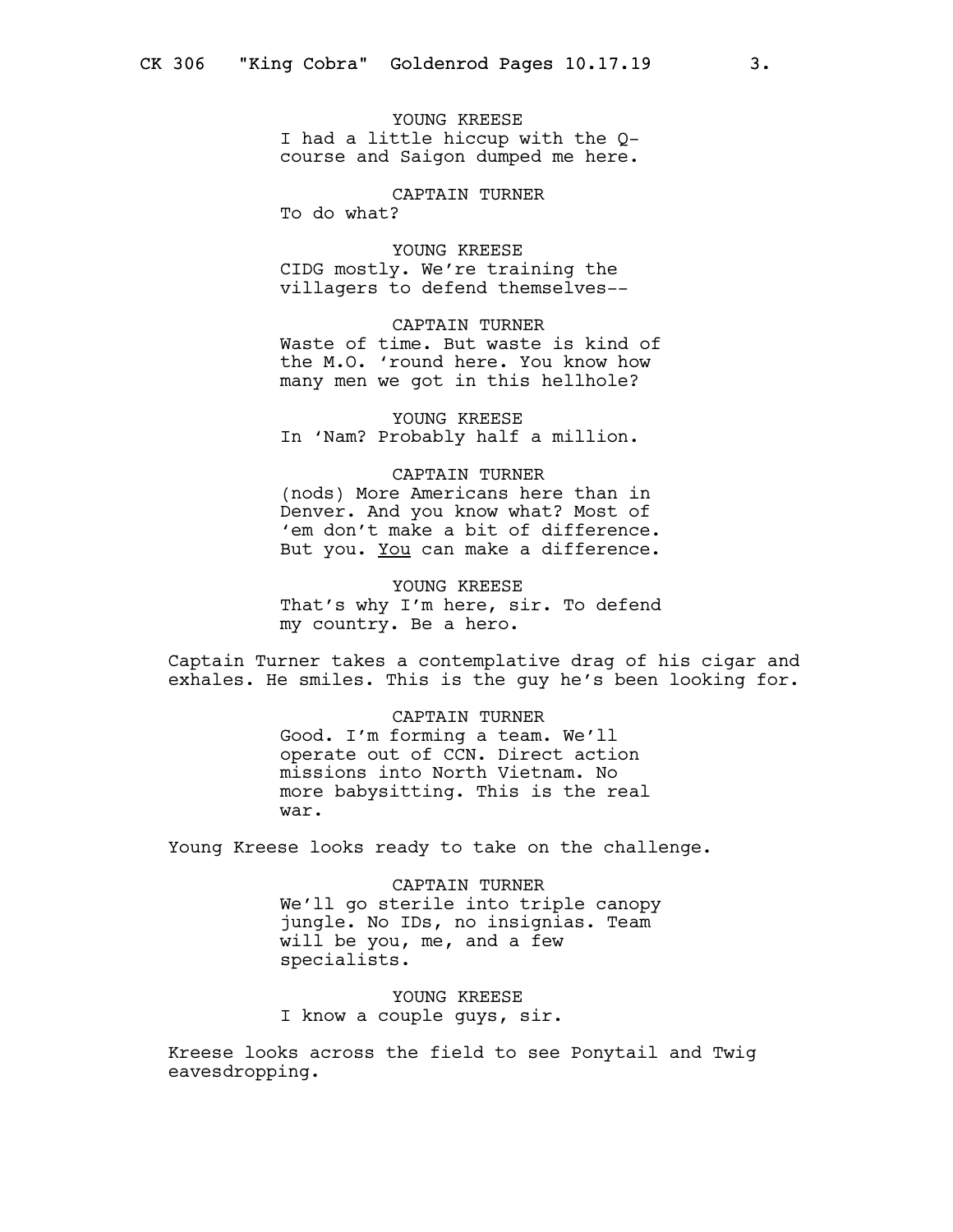YOUNG KREESE
I had a little hiccup with the Q-course and Saigon dumped me here.

CAPTAIN TURNER
To do what?

YOUNG KREESE
CIDG mostly. We're training the villagers to defend themselves--

CAPTAIN TURNER
Waste of time. But waste is kind of the M.O. 'round here. You know how many men we got in this hellhole?

YOUNG KREESE
In 'Nam? Probably half a million.

CAPTAIN TURNER
(nods) More Americans here than in Denver. And you know what? Most of 'em don't make a bit of difference. But you. <u>You</u> can make a difference.

YOUNG KREESE
That's why I'm here, sir. To defend my country. Be a hero.

Captain Turner takes a contemplative drag of his cigar and exhales. He smiles. This is the guy he's been looking for.

CAPTAIN TURNER
Good. I'm forming a team. We'll operate out of CCN. Direct action missions into North Vietnam. No more babysitting. This is the real war.

Young Kreese looks ready to take on the challenge.

CAPTAIN TURNER
We'll go sterile into triple canopy jungle. No IDs, no insignias. Team will be you, me, and a few specialists.

YOUNG KREESE
I know a couple guys, sir.

Kreese looks across the field to see Ponytail and Twig eavesdropping.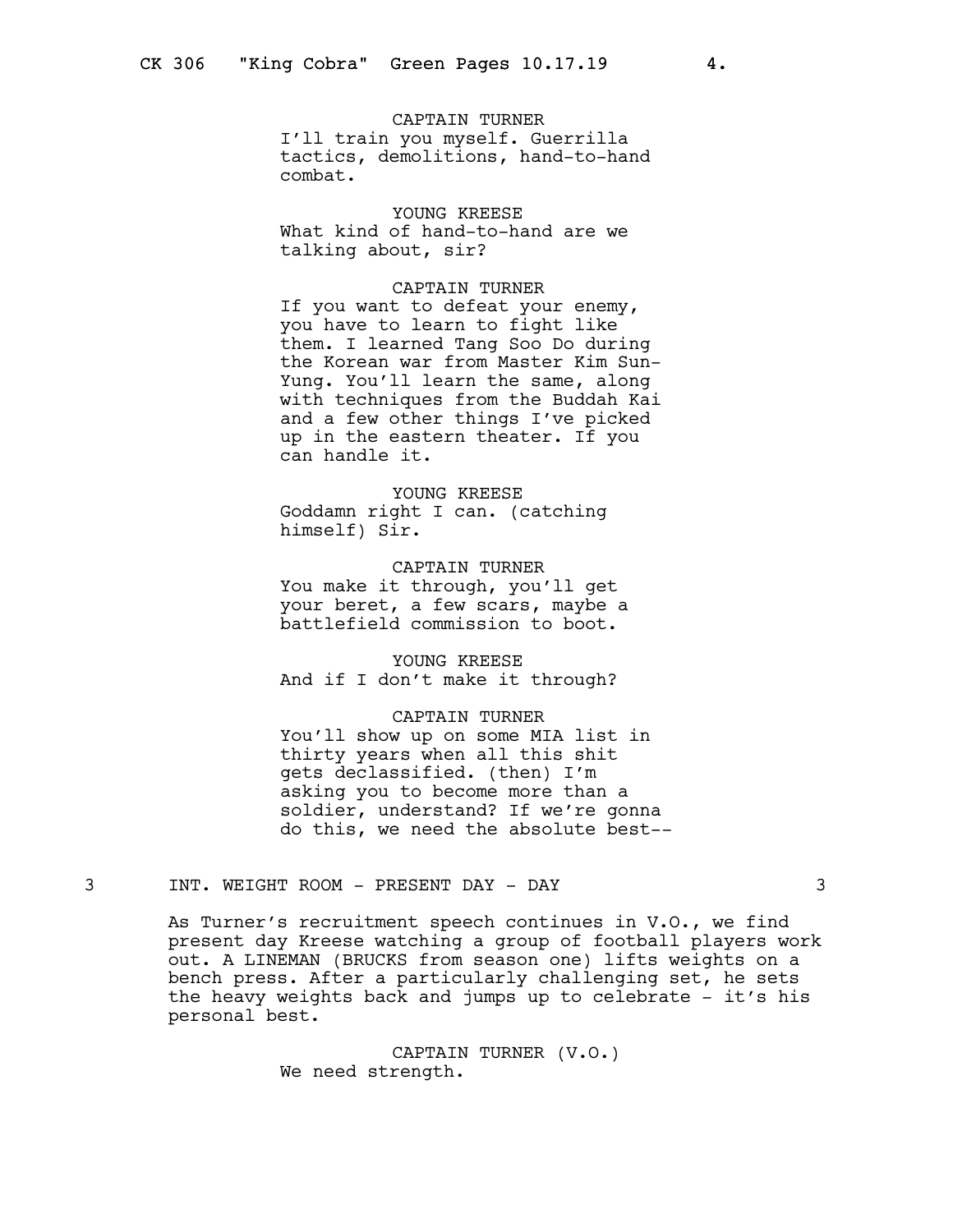CAPTAIN TURNER

I'll train you myself. Guerrilla tactics, demolitions, hand-to-hand combat.

YOUNG KREESE

What kind of hand-to-hand are we talking about, sir?

CAPTAIN TURNER

If you want to defeat your enemy, you have to learn to fight like them. I learned Tang Soo Do during the Korean war from Master Kim Sun-Yung. You'll learn the same, along with techniques from the Buddah Kai and a few other things I've picked up in the eastern theater. If you can handle it.

YOUNG KREESE

Goddamn right I can. (catching himself) Sir.

CAPTAIN TURNER

You make it through, you'll get your beret, a few scars, maybe a battlefield commission to boot.

YOUNG KREESE

And if I don't make it through?

CAPTAIN TURNER

You'll show up on some MIA list in thirty years when all this shit gets declassified. (then) I'm asking you to become more than a soldier, understand? If we're gonna do this, we need the absolute best--

## 3 INT. WEIGHT ROOM - PRESENT DAY - DAY 3

As Turner's recruitment speech continues in V.O., we find present day Kreese watching a group of football players work out. A LINEMAN (BRUCKS from season one) lifts weights on a bench press. After a particularly challenging set, he sets the heavy weights back and jumps up to celebrate - it's his personal best.

CAPTAIN TURNER (V.O.)

We need strength.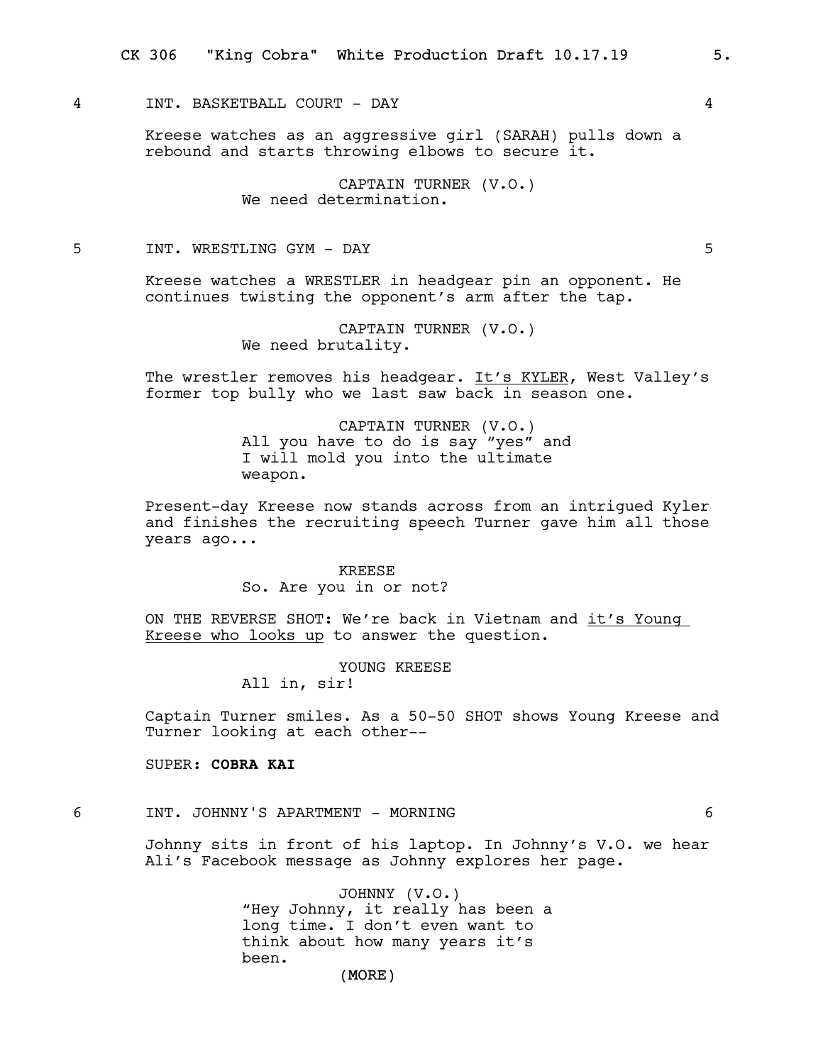4 INT. BASKETBALL COURT - DAY 4

Kreese watches as an aggressive girl (SARAH) pulls down a rebound and starts throwing elbows to secure it.

CAPTAIN TURNER (V.O.)
We need determination.

5 INT. WRESTLING GYM - DAY 5

Kreese watches a WRESTLER in headgear pin an opponent. He continues twisting the opponent's arm after the tap.

CAPTAIN TURNER (V.O.)
We need brutality.

The wrestler removes his headgear. It's KYLER, West Valley's former top bully who we last saw back in season one.

CAPTAIN TURNER (V.O.)
All you have to do is say "yes" and I will mold you into the ultimate weapon.

Present-day Kreese now stands across from an intrigued Kyler and finishes the recruiting speech Turner gave him all those years ago...

KREESE
So. Are you in or not?

ON THE REVERSE SHOT: We're back in Vietnam and it's Young Kreese who looks up to answer the question.

YOUNG KREESE
All in, sir!

Captain Turner smiles. As a 50-50 SHOT shows Young Kreese and Turner looking at each other--

SUPER: **COBRA KAI**

6 INT. JOHNNY'S APARTMENT - MORNING 6

Johnny sits in front of his laptop. In Johnny's V.O. we hear Ali's Facebook message as Johnny explores her page.

JOHNNY (V.O.)
"Hey Johnny, it really has been a long time. I don't even want to think about how many years it's been.
(MORE)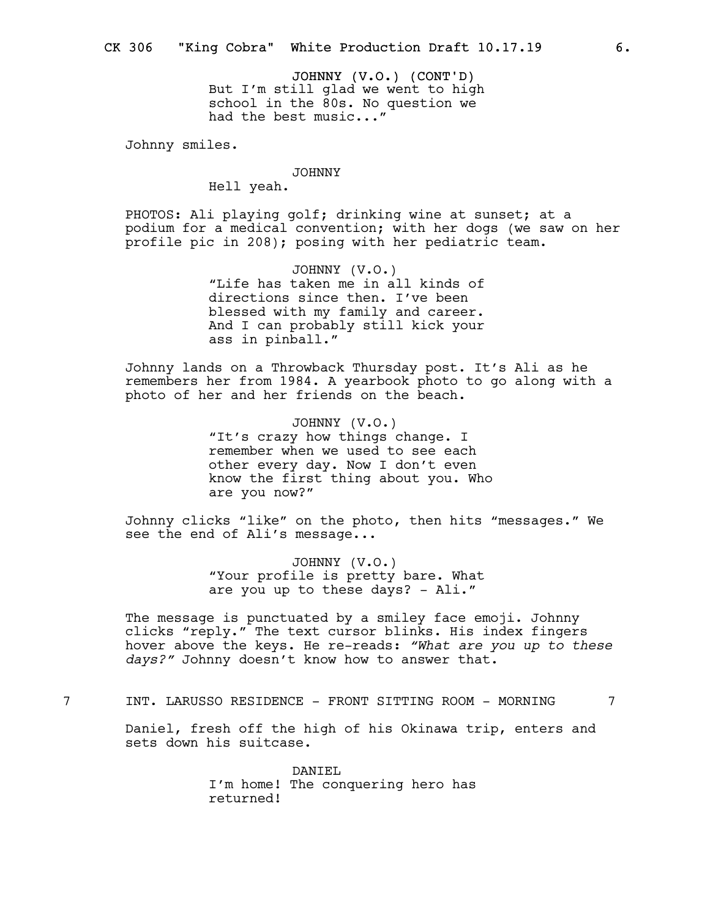JOHNNY (V.O.) (CONT'D)
But I'm still glad we went to high school in the 80s. No question we had the best music..."

Johnny smiles.

JOHNNY
Hell yeah.

PHOTOS: Ali playing golf; drinking wine at sunset; at a podium for a medical convention; with her dogs (we saw on her profile pic in 208); posing with her pediatric team.

JOHNNY (V.O.)
"Life has taken me in all kinds of directions since then. I've been blessed with my family and career. And I can probably still kick your ass in pinball."

Johnny lands on a Throwback Thursday post. It's Ali as he remembers her from 1984. A yearbook photo to go along with a photo of her and her friends on the beach.

JOHNNY (V.O.)
"It's crazy how things change. I remember when we used to see each other every day. Now I don't even know the first thing about you. Who are you now?"

Johnny clicks "like" on the photo, then hits "messages." We see the end of Ali's message...

JOHNNY (V.O.)
"Your profile is pretty bare. What are you up to these days? - Ali."

The message is punctuated by a smiley face emoji. Johnny clicks "reply." The text cursor blinks. His index fingers hover above the keys. He re-reads: *"What are you up to these days?"* Johnny doesn't know how to answer that.

7 INT. LARUSSO RESIDENCE - FRONT SITTING ROOM - MORNING 7

Daniel, fresh off the high of his Okinawa trip, enters and sets down his suitcase.

DANIEL
I'm home! The conquering hero has returned!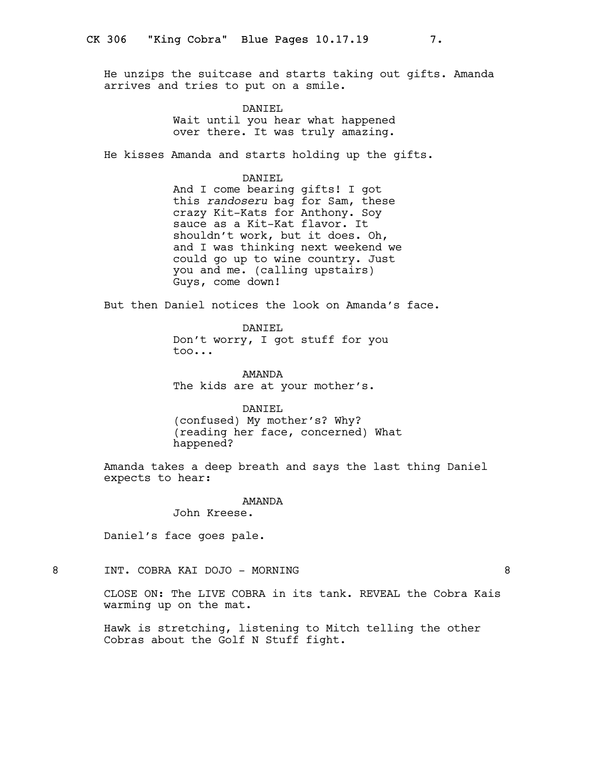He unzips the suitcase and starts taking out gifts. Amanda arrives and tries to put on a smile.

DANIEL
Wait until you hear what happened over there. It was truly amazing.

He kisses Amanda and starts holding up the gifts.

DANIEL
And I come bearing gifts! I got this *randoseru* bag for Sam, these crazy Kit-Kats for Anthony. Soy sauce as a Kit-Kat flavor. It shouldn't work, but it does. Oh, and I was thinking next weekend we could go up to wine country. Just you and me. (calling upstairs) Guys, come down!

But then Daniel notices the look on Amanda's face.

DANIEL
Don't worry, I got stuff for you too...

AMANDA
The kids are at your mother's.

DANIEL
(confused) My mother's? Why? (reading her face, concerned) What happened?

Amanda takes a deep breath and says the last thing Daniel expects to hear:

AMANDA
John Kreese.

Daniel's face goes pale.

8 INT. COBRA KAI DOJO - MORNING 8

CLOSE ON: The LIVE COBRA in its tank. REVEAL the Cobra Kais warming up on the mat.

Hawk is stretching, listening to Mitch telling the other Cobras about the Golf N Stuff fight.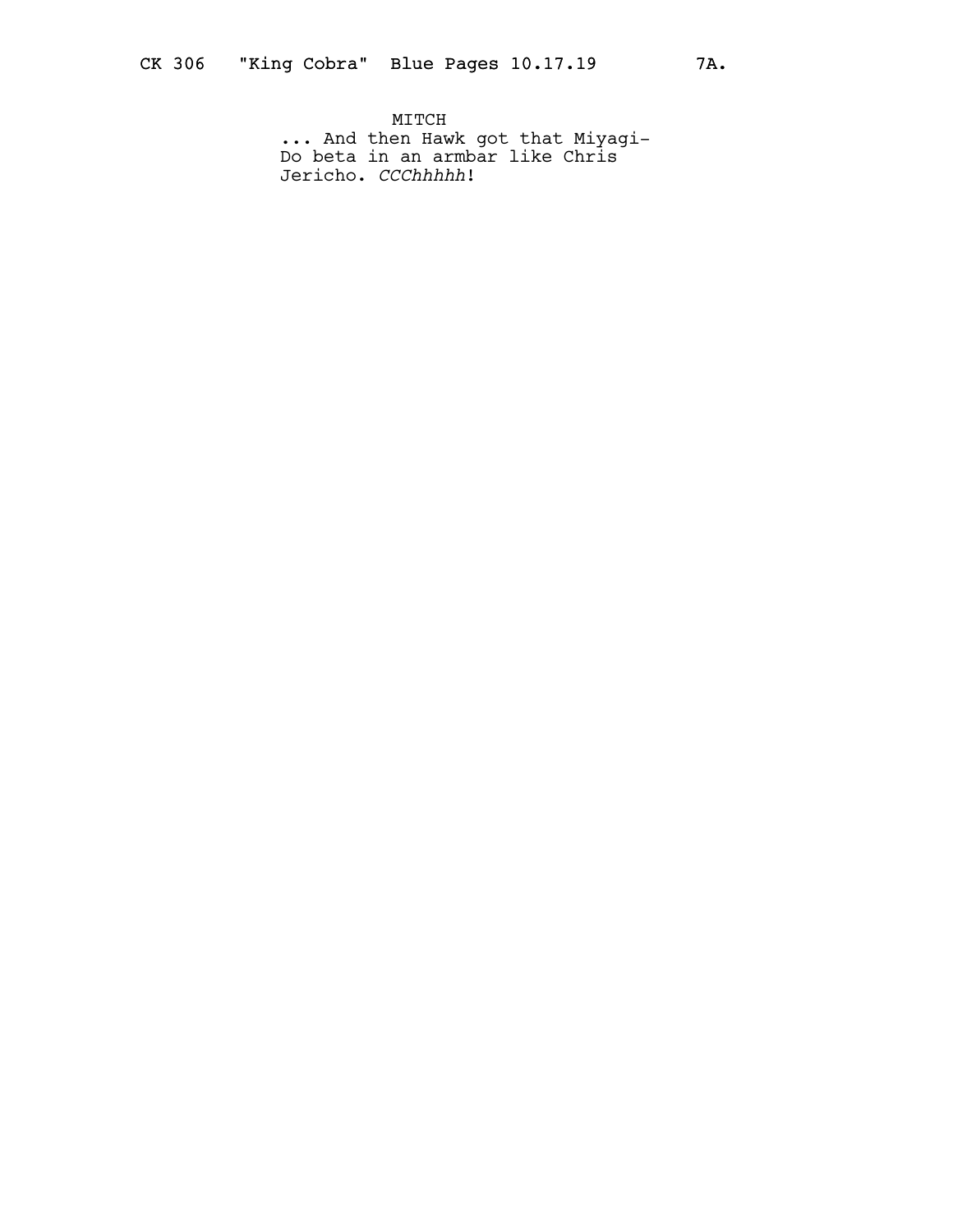MITCH

... And then Hawk got that Miyagi-Do beta in an armbar like Chris Jericho. *CCChhhhh*!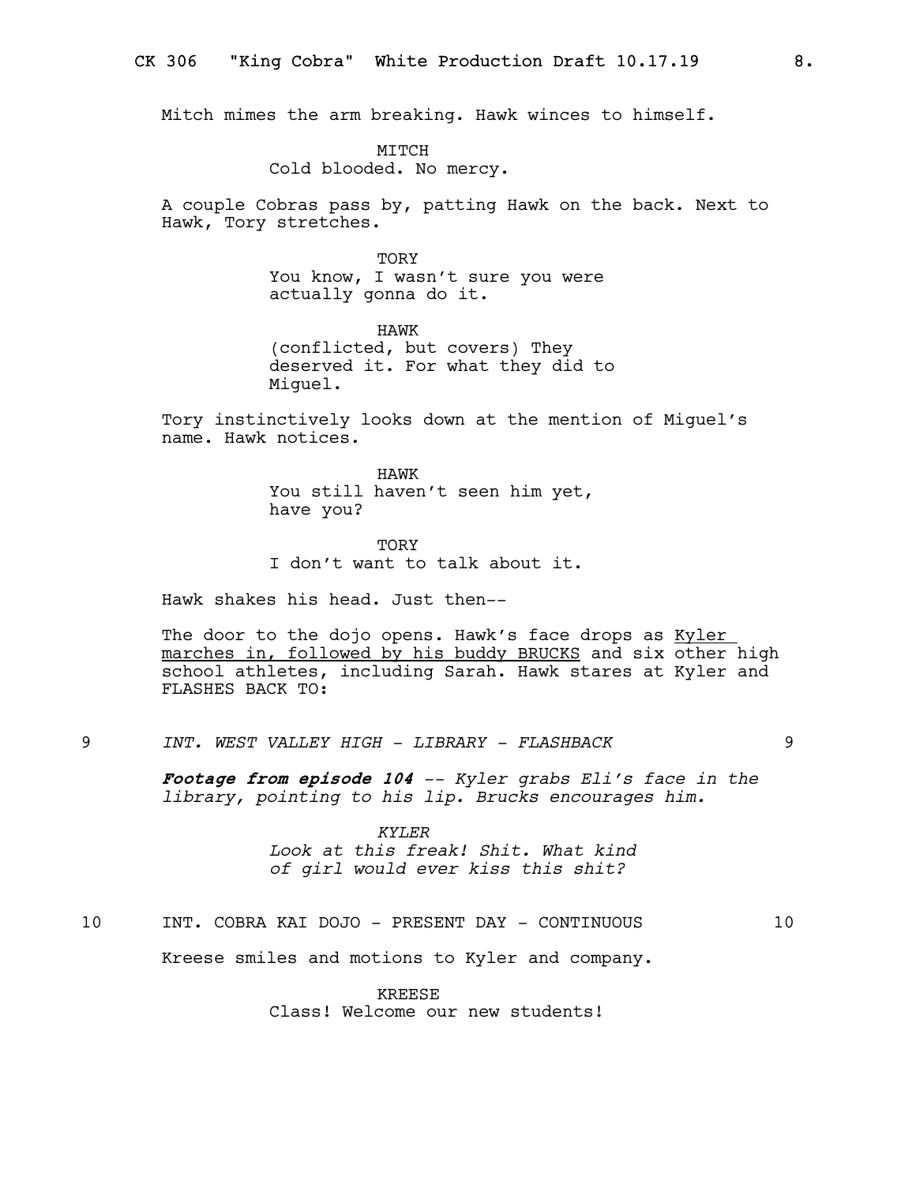Mitch mimes the arm breaking. Hawk winces to himself.

MITCH
Cold blooded. No mercy.

A couple Cobras pass by, patting Hawk on the back. Next to Hawk, Tory stretches.

TORY
You know, I wasn't sure you were actually gonna do it.

HAWK
(conflicted, but covers) They deserved it. For what they did to Miguel.

Tory instinctively looks down at the mention of Miguel's name. Hawk notices.

HAWK
You still haven't seen him yet, have you?

TORY
I don't want to talk about it.

Hawk shakes his head. Just then--

The door to the dojo opens. Hawk's face drops as <u>Kyler marches in, followed by his buddy BRUCKS</u> and six other high school athletes, including Sarah. Hawk stares at Kyler and FLASHES BACK TO:

9 *INT. WEST VALLEY HIGH - LIBRARY - FLASHBACK* 9

***Footage from episode 104*** *-- Kyler grabs Eli's face in the library, pointing to his lip. Brucks encourages him.*

*KYLER*
*Look at this freak! Shit. What kind of girl would ever kiss this shit?*

10 INT. COBRA KAI DOJO - PRESENT DAY - CONTINUOUS 10

Kreese smiles and motions to Kyler and company.

KREESE
Class! Welcome our new students!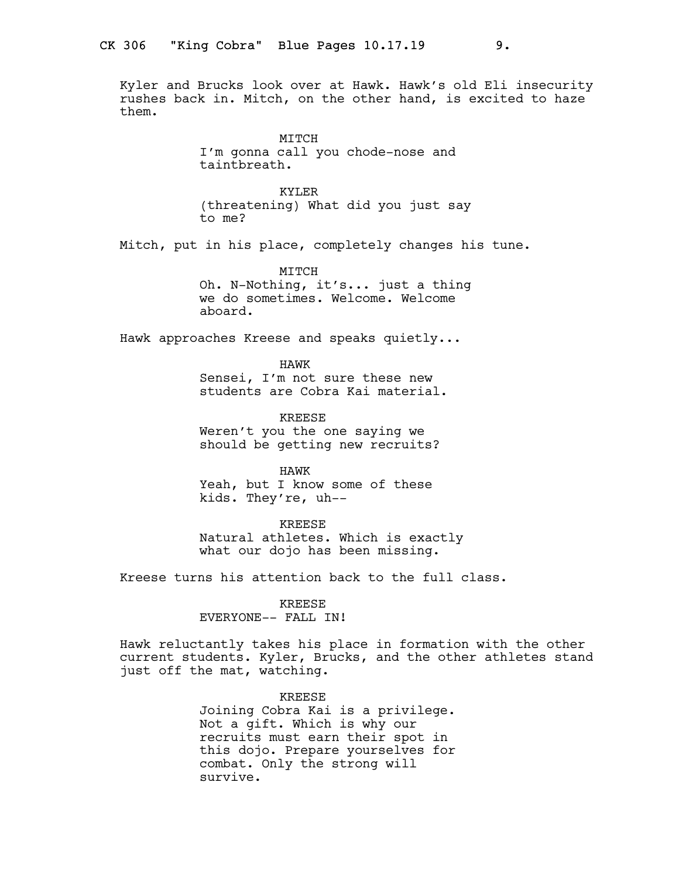Kyler and Brucks look over at Hawk. Hawk's old Eli insecurity rushes back in. Mitch, on the other hand, is excited to haze them.

MITCH
I'm gonna call you chode-nose and taintbreath.

KYLER
(threatening) What did you just say to me?

Mitch, put in his place, completely changes his tune.

MITCH
Oh. N-Nothing, it's... just a thing we do sometimes. Welcome. Welcome aboard.

Hawk approaches Kreese and speaks quietly...

HAWK
Sensei, I'm not sure these new students are Cobra Kai material.

KREESE
Weren't you the one saying we should be getting new recruits?

HAWK
Yeah, but I know some of these kids. They're, uh--

KREESE
Natural athletes. Which is exactly what our dojo has been missing.

Kreese turns his attention back to the full class.

KREESE
EVERYONE-- FALL IN!

Hawk reluctantly takes his place in formation with the other current students. Kyler, Brucks, and the other athletes stand just off the mat, watching.

KREESE
Joining Cobra Kai is a privilege. Not a gift. Which is why our recruits must earn their spot in this dojo. Prepare yourselves for combat. Only the strong will survive.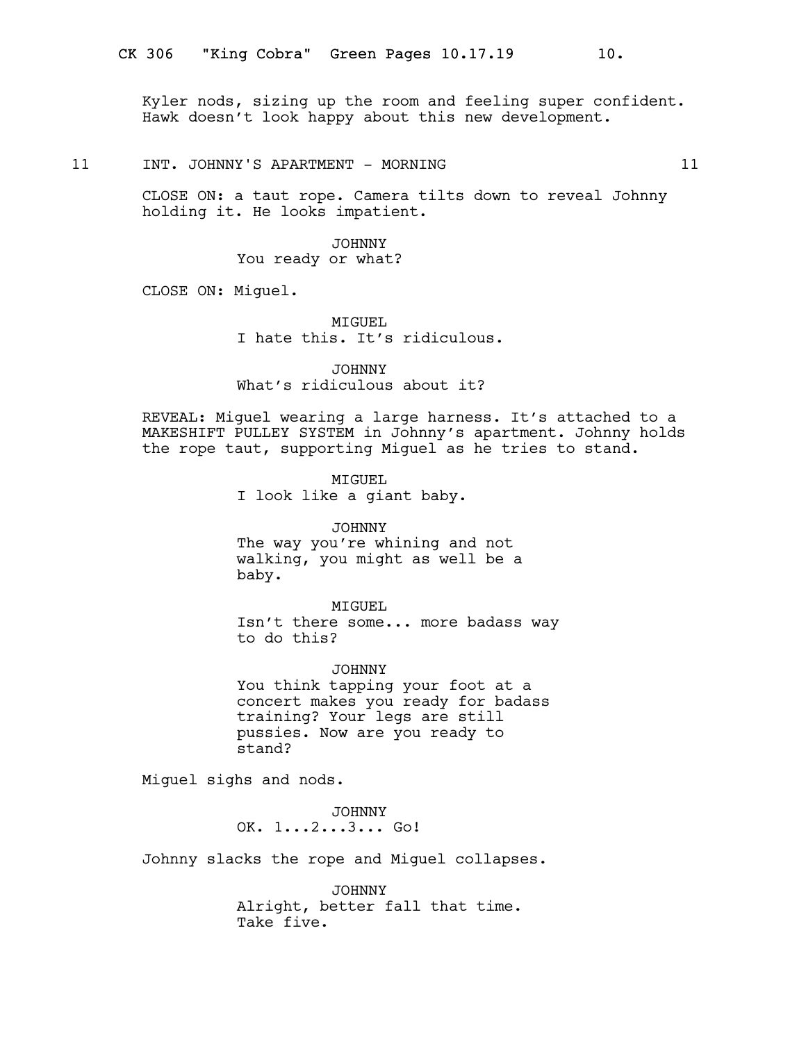Kyler nods, sizing up the room and feeling super confident. Hawk doesn't look happy about this new development.

## 11 INT. JOHNNY'S APARTMENT - MORNING 11

CLOSE ON: a taut rope. Camera tilts down to reveal Johnny holding it. He looks impatient.

JOHNNY
You ready or what?

CLOSE ON: Miguel.

MIGUEL
I hate this. It's ridiculous.

JOHNNY
What's ridiculous about it?

REVEAL: Miguel wearing a large harness. It's attached to a MAKESHIFT PULLEY SYSTEM in Johnny's apartment. Johnny holds the rope taut, supporting Miguel as he tries to stand.

MIGUEL
I look like a giant baby.

JOHNNY
The way you're whining and not walking, you might as well be a baby.

MIGUEL
Isn't there some... more badass way to do this?

JOHNNY
You think tapping your foot at a concert makes you ready for badass training? Your legs are still pussies. Now are you ready to stand?

Miguel sighs and nods.

JOHNNY
OK. 1...2...3... Go!

Johnny slacks the rope and Miguel collapses.

JOHNNY
Alright, better fall that time. Take five.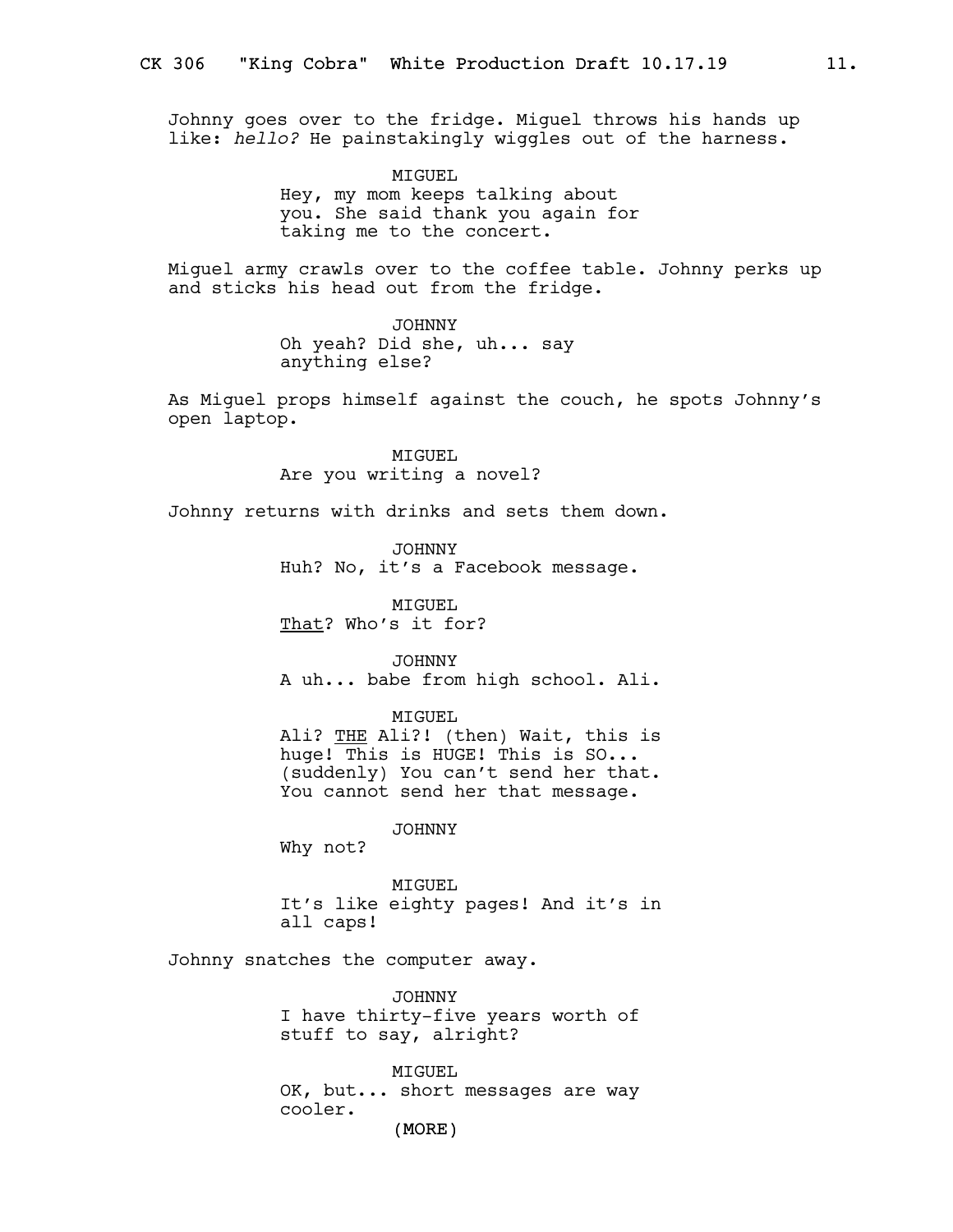Johnny goes over to the fridge. Miguel throws his hands up like: *hello?* He painstakingly wiggles out of the harness.

MIGUEL
Hey, my mom keeps talking about you. She said thank you again for taking me to the concert.

Miguel army crawls over to the coffee table. Johnny perks up and sticks his head out from the fridge.

JOHNNY
Oh yeah? Did she, uh... say anything else?

As Miguel props himself against the couch, he spots Johnny's open laptop.

MIGUEL
Are you writing a novel?

Johnny returns with drinks and sets them down.

JOHNNY
Huh? No, it's a Facebook message.

MIGUEL
<u>That</u>? Who's it for?

JOHNNY
A uh... babe from high school. Ali.

MIGUEL
Ali? <u>THE</u> Ali?! (then) Wait, this is huge! This is HUGE! This is SO... (suddenly) You can't send her that. You cannot send her that message.

JOHNNY
Why not?

MIGUEL
It's like eighty pages! And it's in all caps!

Johnny snatches the computer away.

JOHNNY
I have thirty-five years worth of stuff to say, alright?

MIGUEL
OK, but... short messages are way cooler.
(MORE)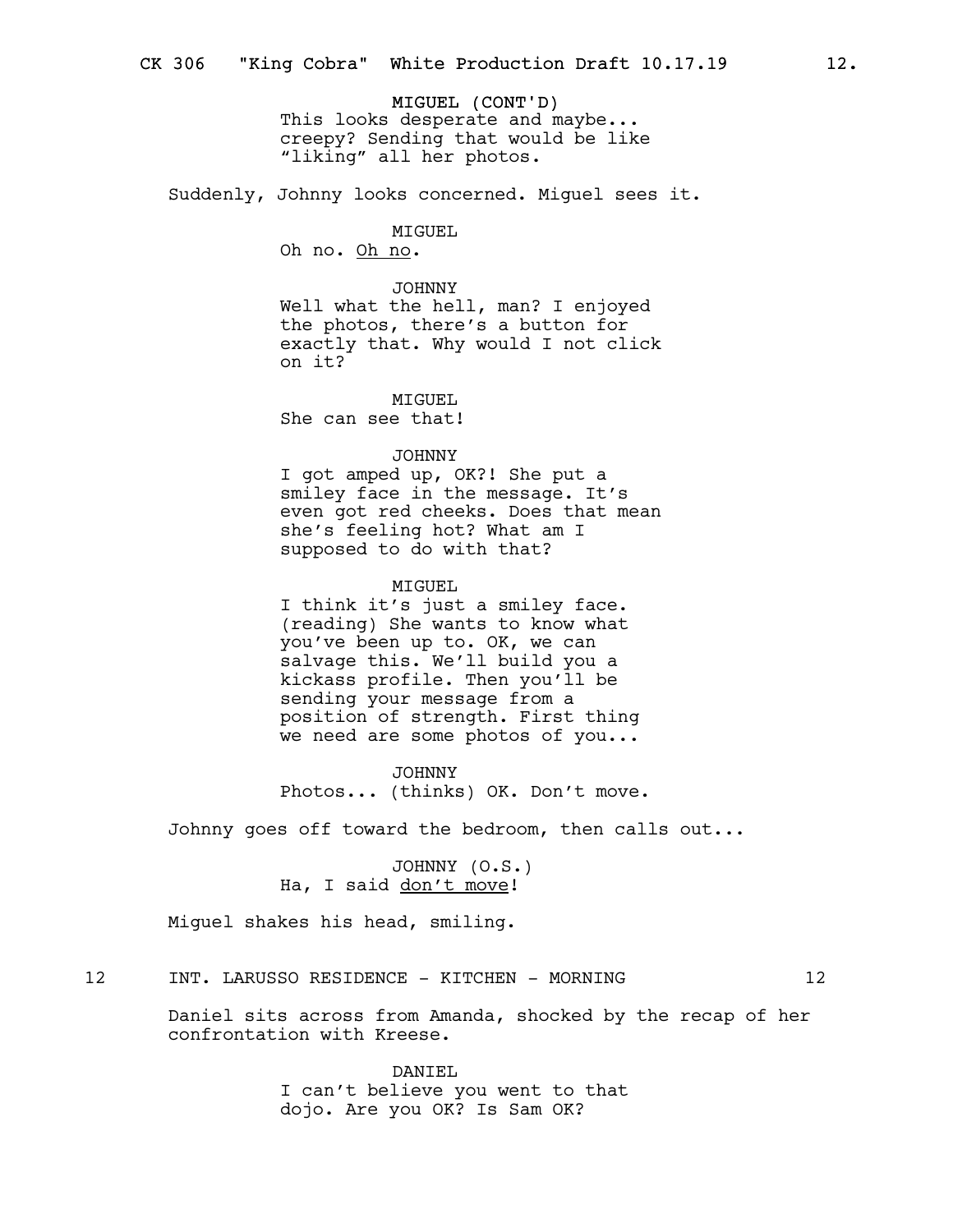MIGUEL (CONT'D)
This looks desperate and maybe... creepy? Sending that would be like "liking" all her photos.

Suddenly, Johnny looks concerned. Miguel sees it.

MIGUEL
Oh no. _Oh no_.

JOHNNY
Well what the hell, man? I enjoyed the photos, there's a button for exactly that. Why would I not click on it?

MIGUEL
She can see that!

JOHNNY
I got amped up, OK?! She put a smiley face in the message. It's even got red cheeks. Does that mean she's feeling hot? What am I supposed to do with that?

MIGUEL
I think it's just a smiley face. (reading) She wants to know what you've been up to. OK, we can salvage this. We'll build you a kickass profile. Then you'll be sending your message from a position of strength. First thing we need are some photos of you...

JOHNNY
Photos... (thinks) OK. Don't move.

Johnny goes off toward the bedroom, then calls out...

JOHNNY (O.S.)
Ha, I said _don't move_!

Miguel shakes his head, smiling.

12 INT. LARUSSO RESIDENCE - KITCHEN - MORNING 12

Daniel sits across from Amanda, shocked by the recap of her confrontation with Kreese.

DANIEL
I can't believe you went to that dojo. Are you OK? Is Sam OK?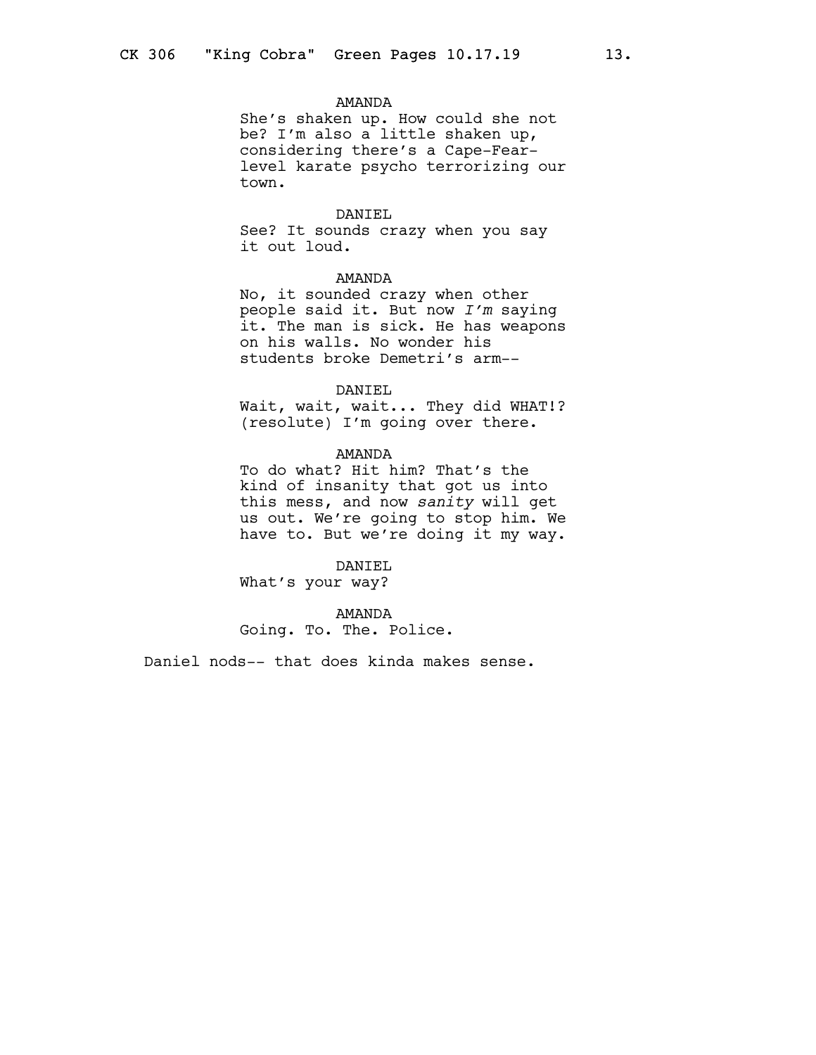AMANDA
She's shaken up. How could she not be? I'm also a little shaken up, considering there's a Cape-Fear-level karate psycho terrorizing our town.

DANIEL
See? It sounds crazy when you say it out loud.

AMANDA
No, it sounded crazy when other people said it. But now *I'm* saying it. The man is sick. He has weapons on his walls. No wonder his students broke Demetri's arm--

DANIEL
Wait, wait, wait... They did WHAT!? (resolute) I'm going over there.

AMANDA
To do what? Hit him? That's the kind of insanity that got us into this mess, and now *sanity* will get us out. We're going to stop him. We have to. But we're doing it my way.

DANIEL
What's your way?

AMANDA
Going. To. The. Police.

Daniel nods-- that does kinda makes sense.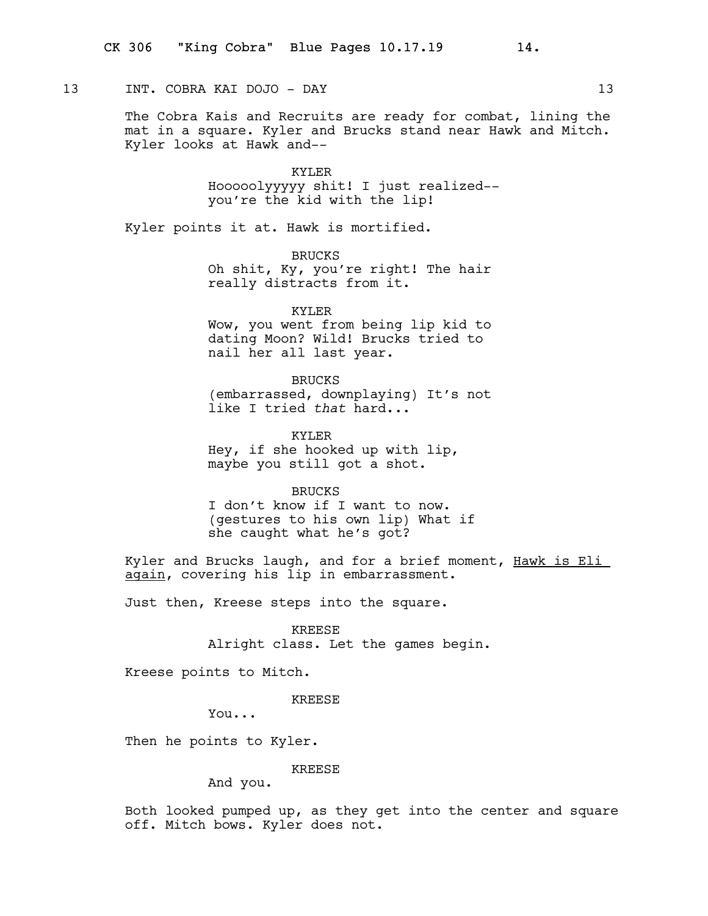13 INT. COBRA KAI DOJO - DAY 13

The Cobra Kais and Recruits are ready for combat, lining the mat in a square. Kyler and Brucks stand near Hawk and Mitch. Kyler looks at Hawk and--

KYLER
Hoooooolyyyyy shit! I just realized-- you're the kid with the lip!

Kyler points it at. Hawk is mortified.

BRUCKS
Oh shit, Ky, you're right! The hair really distracts from it.

KYLER
Wow, you went from being lip kid to dating Moon? Wild! Brucks tried to nail her all last year.

BRUCKS
(embarrassed, downplaying) It's not like I tried *that* hard...

KYLER
Hey, if she hooked up with lip, maybe you still got a shot.

BRUCKS
I don't know if I want to now. (gestures to his own lip) What if she caught what he's got?

Kyler and Brucks laugh, and for a brief moment, <u>Hawk is Eli again</u>, covering his lip in embarrassment.

Just then, Kreese steps into the square.

KREESE
Alright class. Let the games begin.

Kreese points to Mitch.

KREESE
You...

Then he points to Kyler.

KREESE
And you.

Both looked pumped up, as they get into the center and square off. Mitch bows. Kyler does not.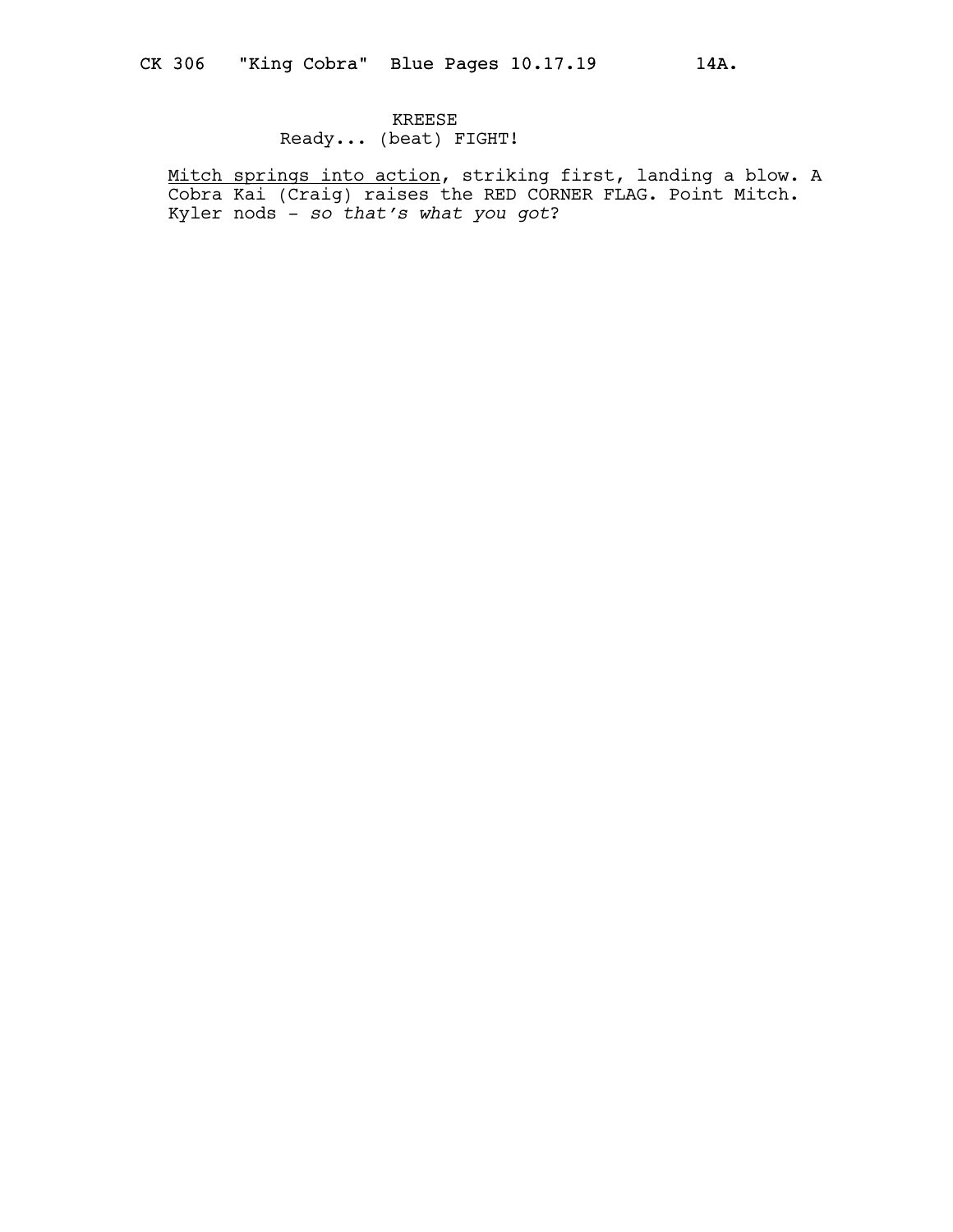KREESE
Ready... (beat) FIGHT!

<u>Mitch springs into action</u>, striking first, landing a blow. A Cobra Kai (Craig) raises the RED CORNER FLAG. Point Mitch. Kyler nods - *so that's what you got*?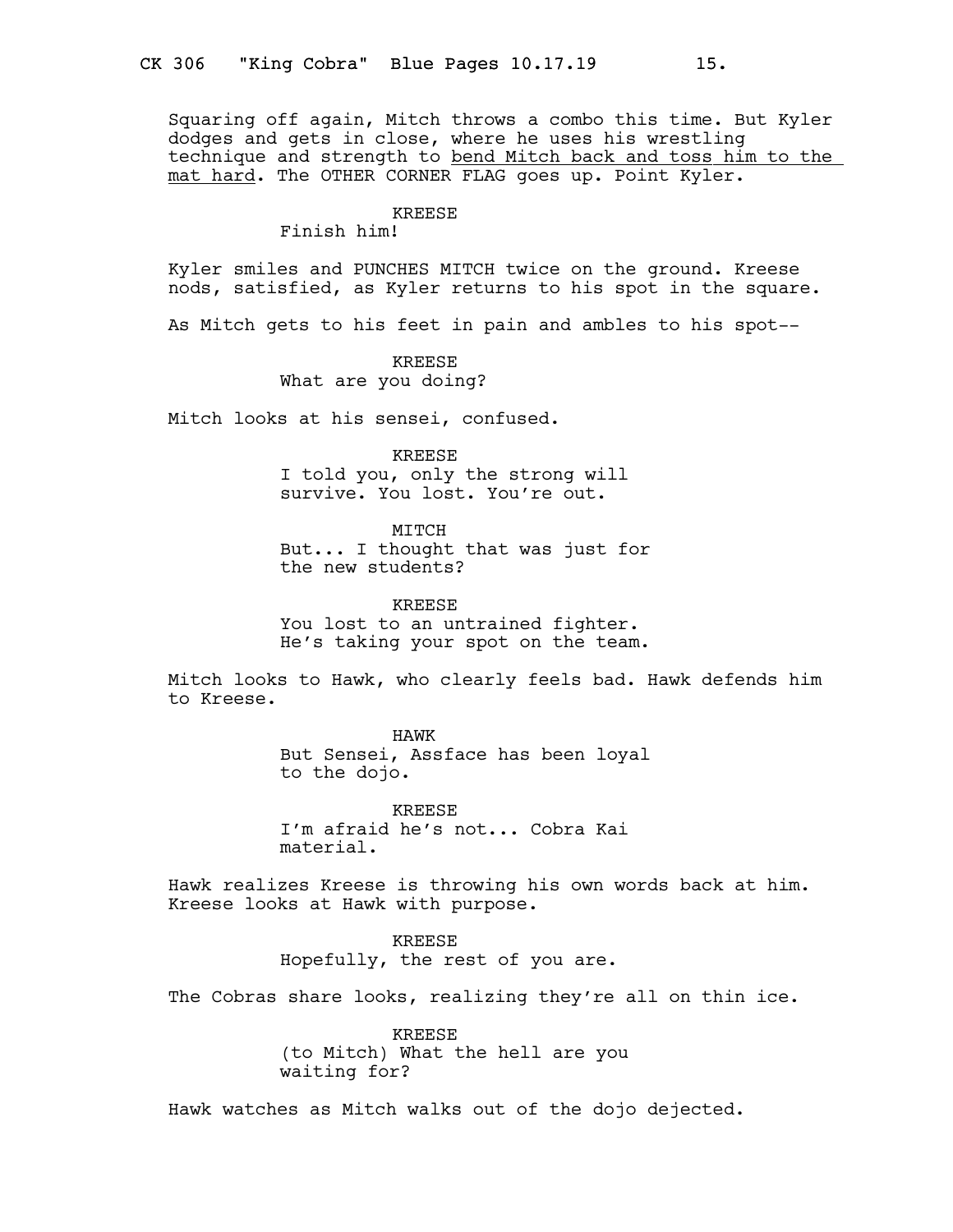Squaring off again, Mitch throws a combo this time. But Kyler dodges and gets in close, where he uses his wrestling technique and strength to <u>bend Mitch back and toss him to the mat hard</u>. The OTHER CORNER FLAG goes up. Point Kyler.

KREESE
Finish him!

Kyler smiles and PUNCHES MITCH twice on the ground. Kreese nods, satisfied, as Kyler returns to his spot in the square.

As Mitch gets to his feet in pain and ambles to his spot--

KREESE
What are you doing?

Mitch looks at his sensei, confused.

KREESE
I told you, only the strong will survive. You lost. You're out.

MITCH
But... I thought that was just for the new students?

KREESE
You lost to an untrained fighter. He's taking your spot on the team.

Mitch looks to Hawk, who clearly feels bad. Hawk defends him to Kreese.

HAWK
But Sensei, Assface has been loyal to the dojo.

KREESE
I'm afraid he's not... Cobra Kai material.

Hawk realizes Kreese is throwing his own words back at him. Kreese looks at Hawk with purpose.

KREESE
Hopefully, the rest of you are.

The Cobras share looks, realizing they're all on thin ice.

KREESE
(to Mitch) What the hell are you waiting for?

Hawk watches as Mitch walks out of the dojo dejected.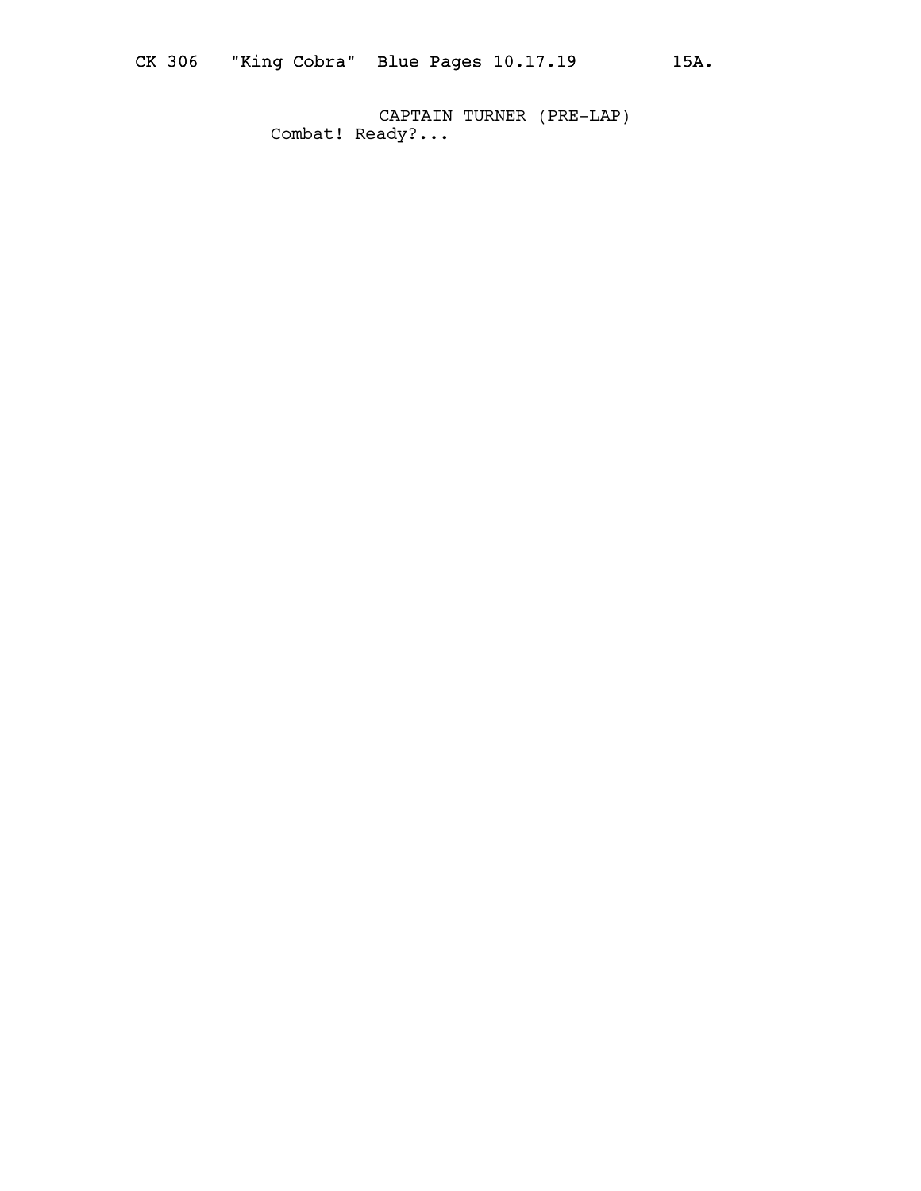CAPTAIN TURNER (PRE-LAP)

Combat! Ready?...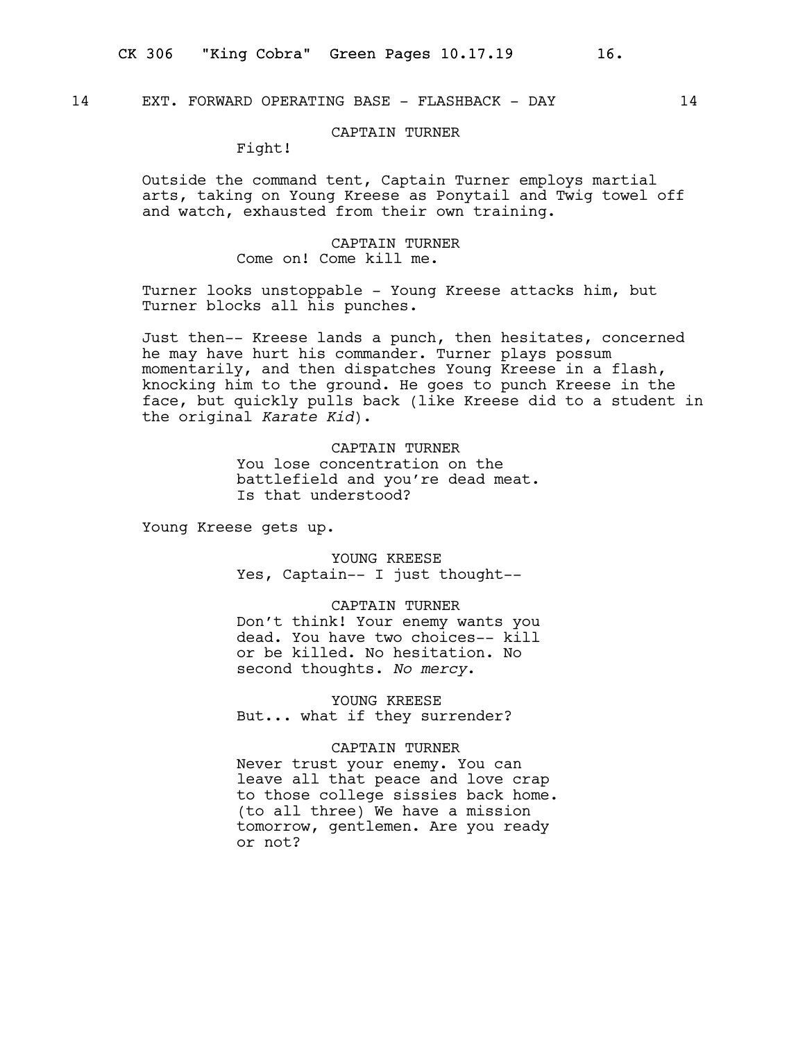14 EXT. FORWARD OPERATING BASE - FLASHBACK - DAY 14

CAPTAIN TURNER
Fight!

Outside the command tent, Captain Turner employs martial arts, taking on Young Kreese as Ponytail and Twig towel off and watch, exhausted from their own training.

CAPTAIN TURNER
Come on! Come kill me.

Turner looks unstoppable - Young Kreese attacks him, but Turner blocks all his punches.

Just then-- Kreese lands a punch, then hesitates, concerned he may have hurt his commander. Turner plays possum momentarily, and then dispatches Young Kreese in a flash, knocking him to the ground. He goes to punch Kreese in the face, but quickly pulls back (like Kreese did to a student in the original *Karate Kid*).

CAPTAIN TURNER
You lose concentration on the battlefield and you're dead meat. Is that understood?

Young Kreese gets up.

YOUNG KREESE
Yes, Captain-- I just thought--

CAPTAIN TURNER
Don't think! Your enemy wants you dead. You have two choices-- kill or be killed. No hesitation. No second thoughts. *No mercy*.

YOUNG KREESE
But... what if they surrender?

CAPTAIN TURNER
Never trust your enemy. You can leave all that peace and love crap to those college sissies back home. (to all three) We have a mission tomorrow, gentlemen. Are you ready or not?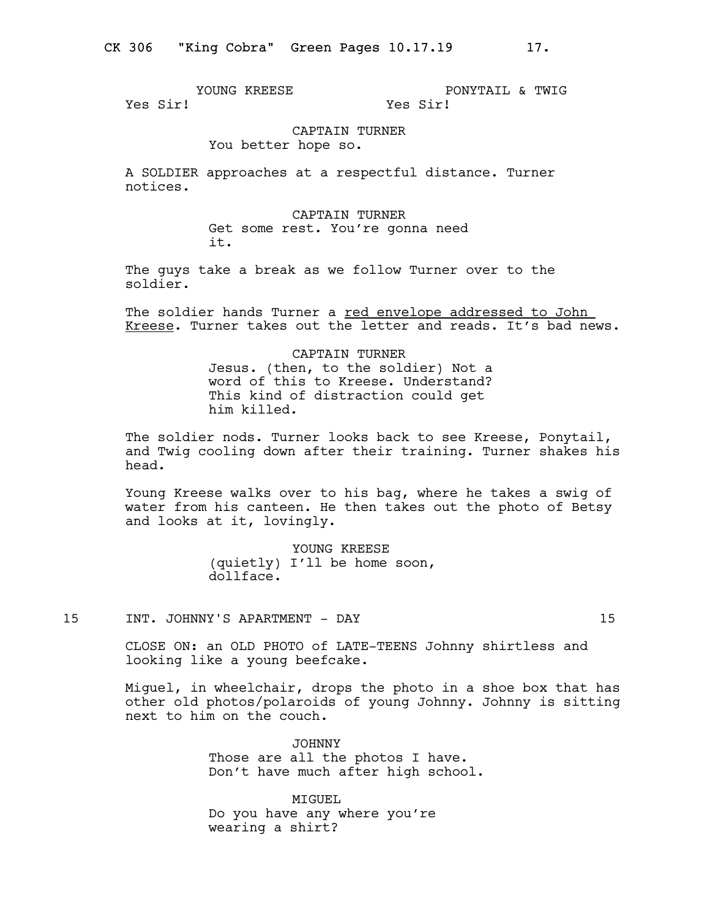YOUNG KREESE
Yes Sir!

PONYTAIL & TWIG
Yes Sir!

CAPTAIN TURNER
You better hope so.

A SOLDIER approaches at a respectful distance. Turner notices.

CAPTAIN TURNER
Get some rest. You're gonna need it.

The guys take a break as we follow Turner over to the soldier.

The soldier hands Turner a red envelope addressed to John Kreese. Turner takes out the letter and reads. It's bad news.

CAPTAIN TURNER
Jesus. (then, to the soldier) Not a word of this to Kreese. Understand? This kind of distraction could get him killed.

The soldier nods. Turner looks back to see Kreese, Ponytail, and Twig cooling down after their training. Turner shakes his head.

Young Kreese walks over to his bag, where he takes a swig of water from his canteen. He then takes out the photo of Betsy and looks at it, lovingly.

YOUNG KREESE
(quietly) I'll be home soon, dollface.

15 INT. JOHNNY'S APARTMENT - DAY 15

CLOSE ON: an OLD PHOTO of LATE-TEENS Johnny shirtless and looking like a young beefcake.

Miguel, in wheelchair, drops the photo in a shoe box that has other old photos/polaroids of young Johnny. Johnny is sitting next to him on the couch.

JOHNNY
Those are all the photos I have. Don't have much after high school.

MIGUEL
Do you have any where you're wearing a shirt?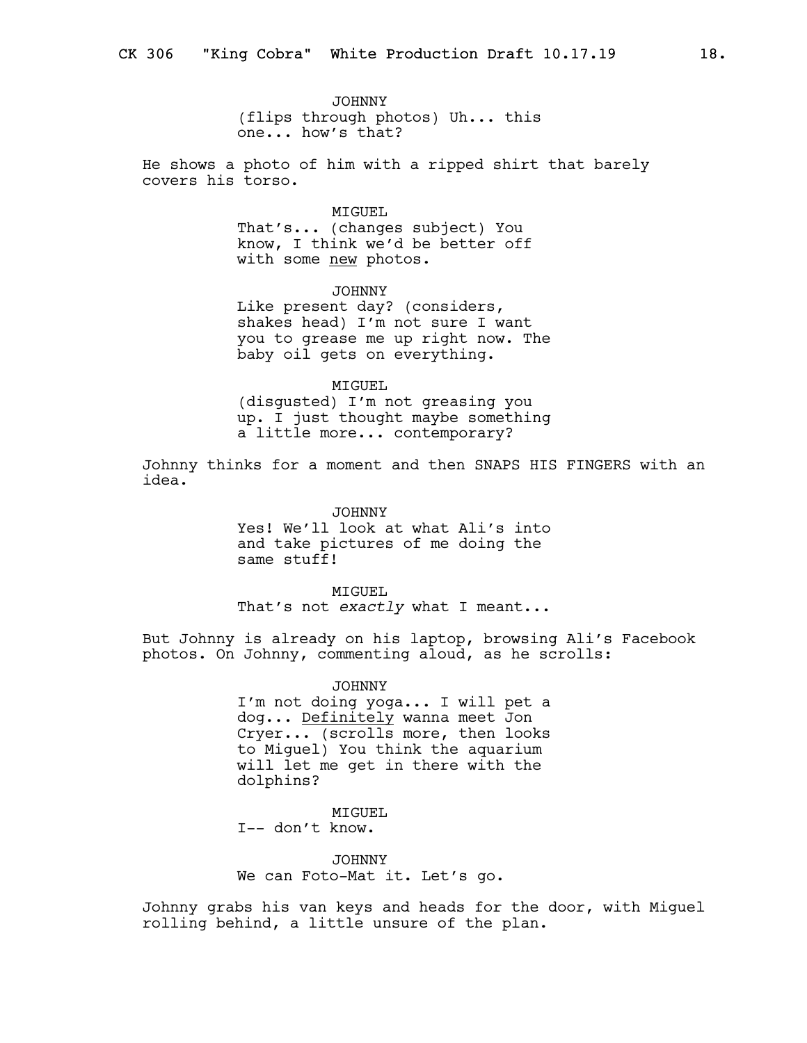JOHNNY
(flips through photos) Uh... this one... how's that?

He shows a photo of him with a ripped shirt that barely covers his torso.

MIGUEL
That's... (changes subject) You know, I think we'd be better off with some <u>new</u> photos.

JOHNNY
Like present day? (considers, shakes head) I'm not sure I want you to grease me up right now. The baby oil gets on everything.

MIGUEL
(disgusted) I'm not greasing you up. I just thought maybe something a little more... contemporary?

Johnny thinks for a moment and then SNAPS HIS FINGERS with an idea.

JOHNNY
Yes! We'll look at what Ali's into and take pictures of me doing the same stuff!

MIGUEL
That's not *exactly* what I meant...

But Johnny is already on his laptop, browsing Ali's Facebook photos. On Johnny, commenting aloud, as he scrolls:

JOHNNY
I'm not doing yoga... I will pet a dog... <u>Definitely</u> wanna meet Jon Cryer... (scrolls more, then looks to Miguel) You think the aquarium will let me get in there with the dolphins?

MIGUEL
I-- don't know.

JOHNNY
We can Foto-Mat it. Let's go.

Johnny grabs his van keys and heads for the door, with Miguel rolling behind, a little unsure of the plan.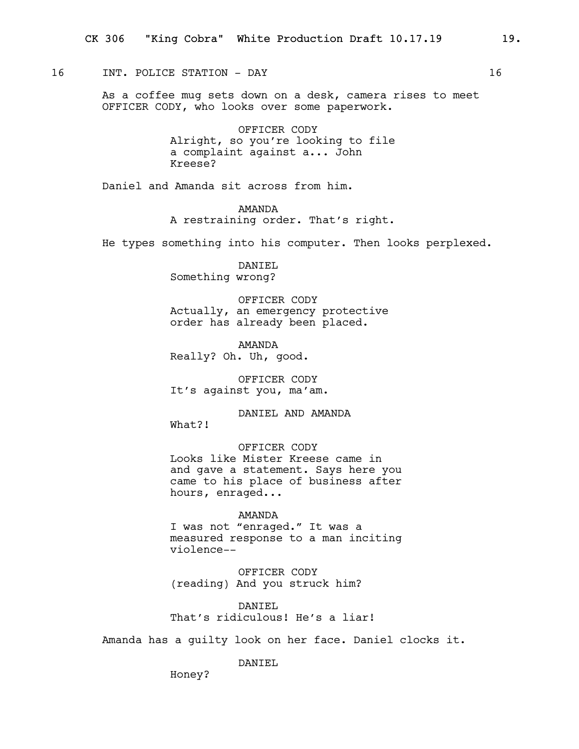16 INT. POLICE STATION - DAY 16

As a coffee mug sets down on a desk, camera rises to meet OFFICER CODY, who looks over some paperwork.

OFFICER CODY
Alright, so you're looking to file a complaint against a... John Kreese?

Daniel and Amanda sit across from him.

AMANDA
A restraining order. That's right.

He types something into his computer. Then looks perplexed.

DANIEL
Something wrong?

OFFICER CODY
Actually, an emergency protective order has already been placed.

AMANDA
Really? Oh. Uh, good.

OFFICER CODY
It's against you, ma'am.

DANIEL AND AMANDA
What?!

OFFICER CODY
Looks like Mister Kreese came in and gave a statement. Says here you came to his place of business after hours, enraged...

AMANDA
I was not "enraged." It was a measured response to a man inciting violence--

OFFICER CODY
(reading) And you struck him?

DANIEL
That's ridiculous! He's a liar!

Amanda has a guilty look on her face. Daniel clocks it.

DANIEL
Honey?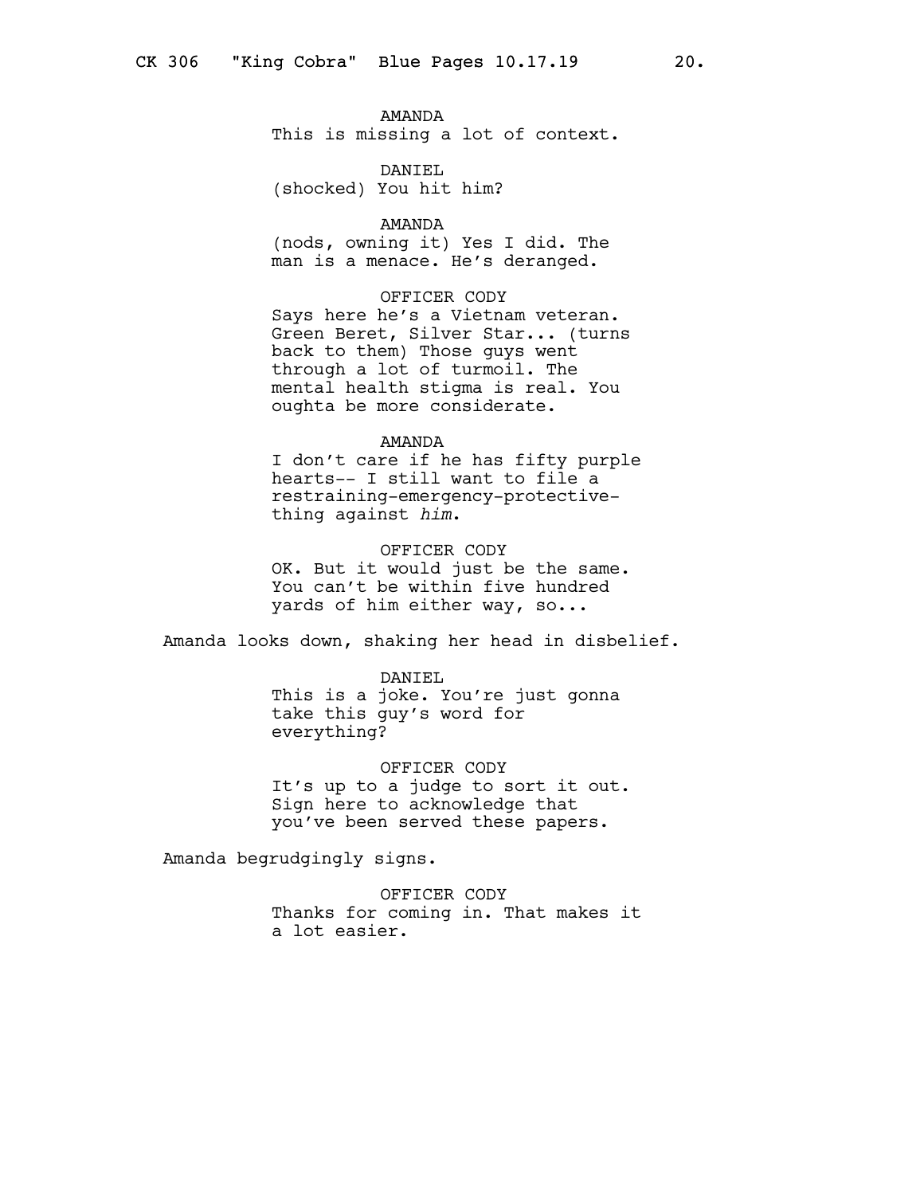AMANDA
This is missing a lot of context.

DANIEL
(shocked) You hit him?

AMANDA
(nods, owning it) Yes I did. The man is a menace. He's deranged.

OFFICER CODY
Says here he's a Vietnam veteran. Green Beret, Silver Star... (turns back to them) Those guys went through a lot of turmoil. The mental health stigma is real. You oughta be more considerate.

AMANDA
I don't care if he has fifty purple hearts-- I still want to file a restraining-emergency-protective-thing against *him*.

OFFICER CODY
OK. But it would just be the same. You can't be within five hundred yards of him either way, so...

Amanda looks down, shaking her head in disbelief.

DANIEL
This is a joke. You're just gonna take this guy's word for everything?

OFFICER CODY
It's up to a judge to sort it out. Sign here to acknowledge that you've been served these papers.

Amanda begrudgingly signs.

OFFICER CODY
Thanks for coming in. That makes it a lot easier.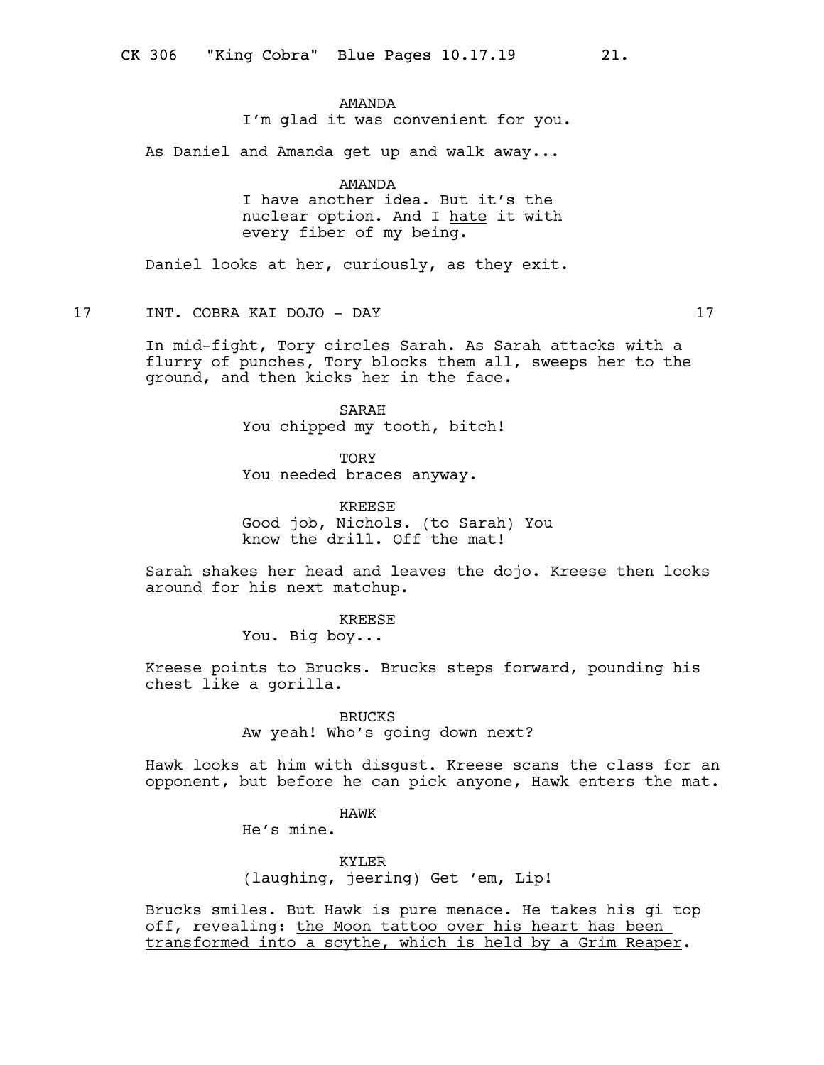AMANDA
I'm glad it was convenient for you.

As Daniel and Amanda get up and walk away...

AMANDA
I have another idea. But it's the nuclear option. And I <u>hate</u> it with every fiber of my being.

Daniel looks at her, curiously, as they exit.

17 INT. COBRA KAI DOJO - DAY 17

In mid-fight, Tory circles Sarah. As Sarah attacks with a flurry of punches, Tory blocks them all, sweeps her to the ground, and then kicks her in the face.

SARAH
You chipped my tooth, bitch!

TORY
You needed braces anyway.

KREESE
Good job, Nichols. (to Sarah) You know the drill. Off the mat!

Sarah shakes her head and leaves the dojo. Kreese then looks around for his next matchup.

KREESE
You. Big boy...

Kreese points to Brucks. Brucks steps forward, pounding his chest like a gorilla.

BRUCKS
Aw yeah! Who's going down next?

Hawk looks at him with disgust. Kreese scans the class for an opponent, but before he can pick anyone, Hawk enters the mat.

HAWK
He's mine.

KYLER
(laughing, jeering) Get 'em, Lip!

Brucks smiles. But Hawk is pure menace. He takes his gi top off, revealing: <u>the Moon tattoo over his heart has been transformed into a scythe, which is held by a Grim Reaper</u>.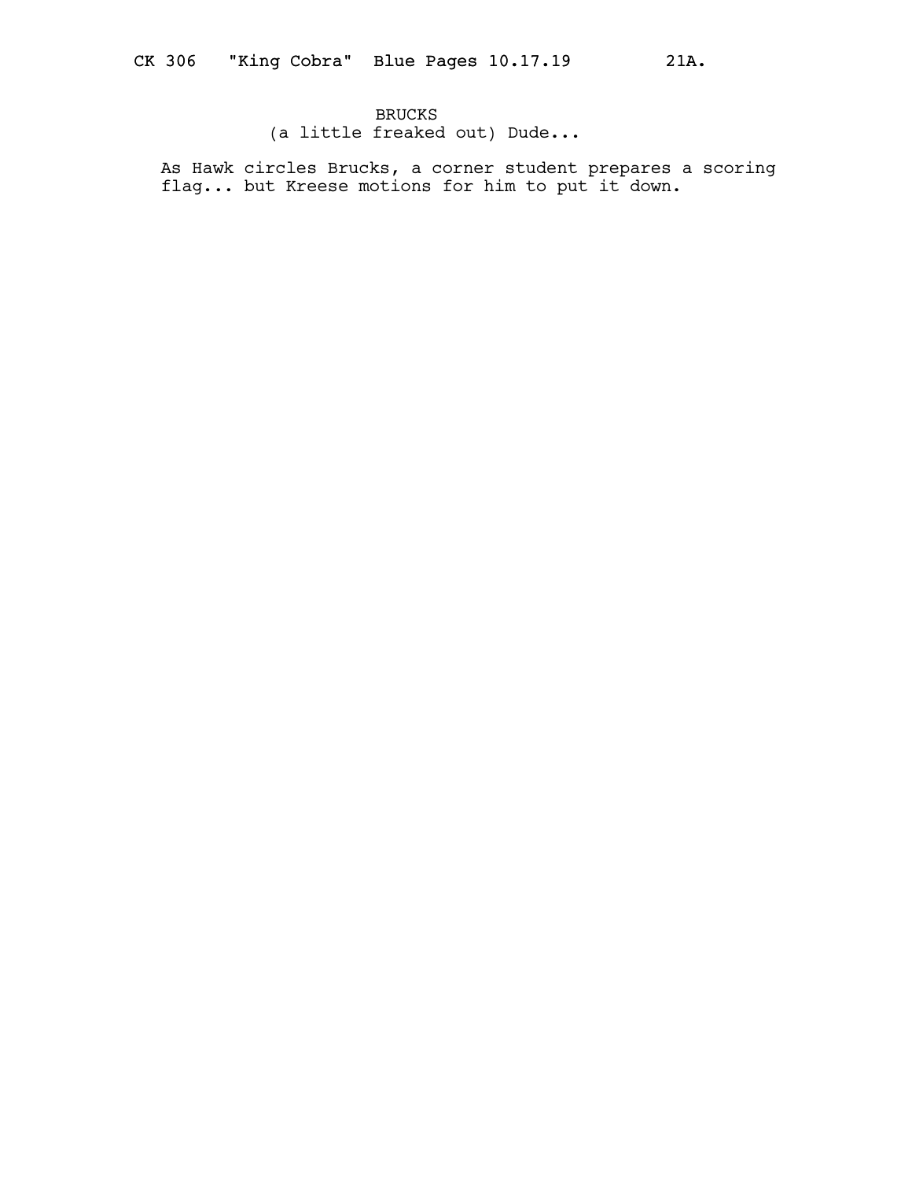BRUCKS
(a little freaked out) Dude...

As Hawk circles Brucks, a corner student prepares a scoring flag... but Kreese motions for him to put it down.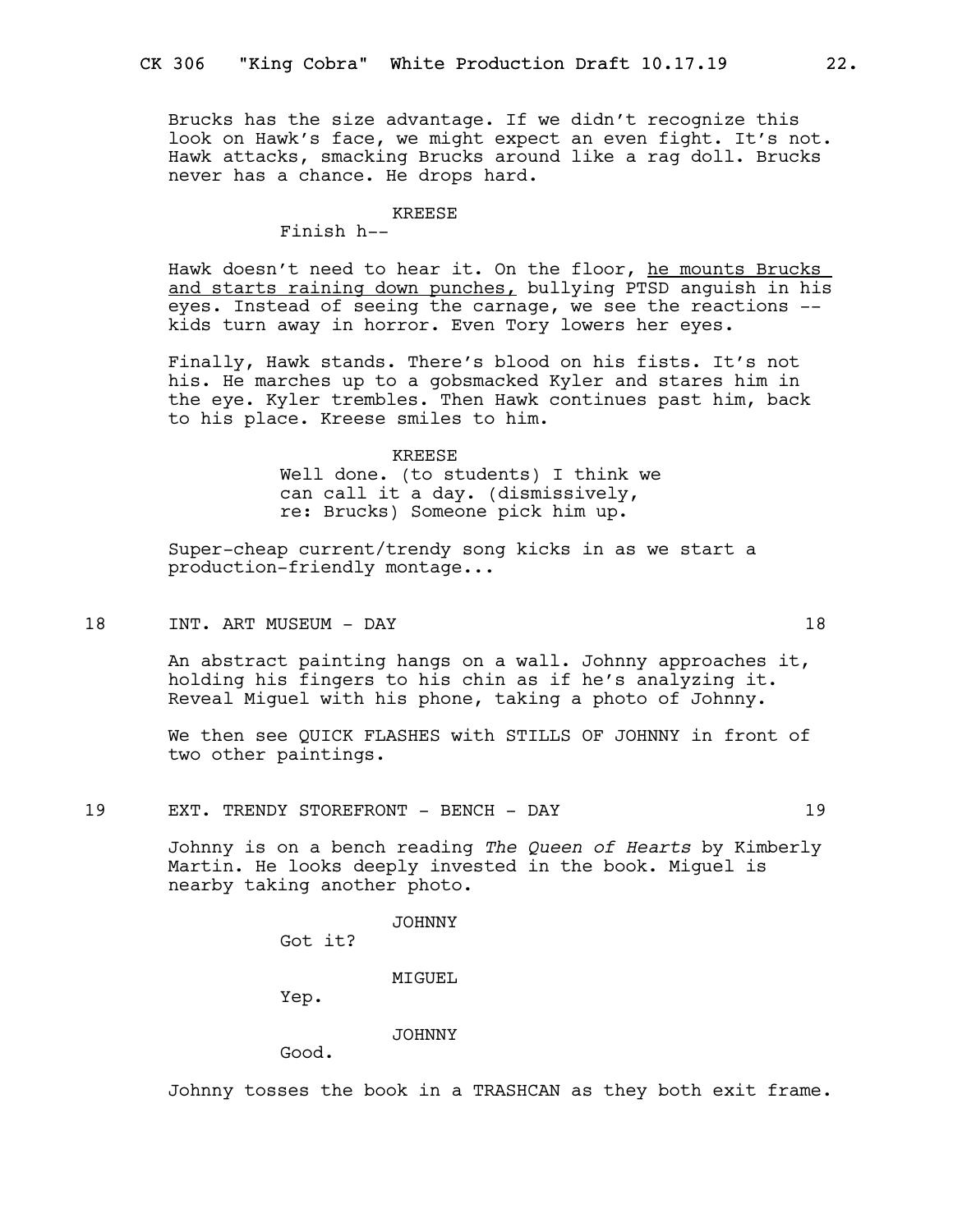Brucks has the size advantage. If we didn't recognize this look on Hawk's face, we might expect an even fight. It's not. Hawk attacks, smacking Brucks around like a rag doll. Brucks never has a chance. He drops hard.

KREESE
Finish h--

Hawk doesn't need to hear it. On the floor, <u>he mounts Brucks and starts raining down punches,</u> bullying PTSD anguish in his eyes. Instead of seeing the carnage, we see the reactions -- kids turn away in horror. Even Tory lowers her eyes.

Finally, Hawk stands. There's blood on his fists. It's not his. He marches up to a gobsmacked Kyler and stares him in the eye. Kyler trembles. Then Hawk continues past him, back to his place. Kreese smiles to him.

KREESE
Well done. (to students) I think we can call it a day. (dismissively, re: Brucks) Someone pick him up.

Super-cheap current/trendy song kicks in as we start a production-friendly montage...

18 INT. ART MUSEUM - DAY 18

An abstract painting hangs on a wall. Johnny approaches it, holding his fingers to his chin as if he's analyzing it. Reveal Miguel with his phone, taking a photo of Johnny.

We then see QUICK FLASHES with STILLS OF JOHNNY in front of two other paintings.

19 EXT. TRENDY STOREFRONT - BENCH - DAY 19

Johnny is on a bench reading *The Queen of Hearts* by Kimberly Martin. He looks deeply invested in the book. Miguel is nearby taking another photo.

JOHNNY
Got it?

MIGUEL
Yep.

JOHNNY
Good.

Johnny tosses the book in a TRASHCAN as they both exit frame.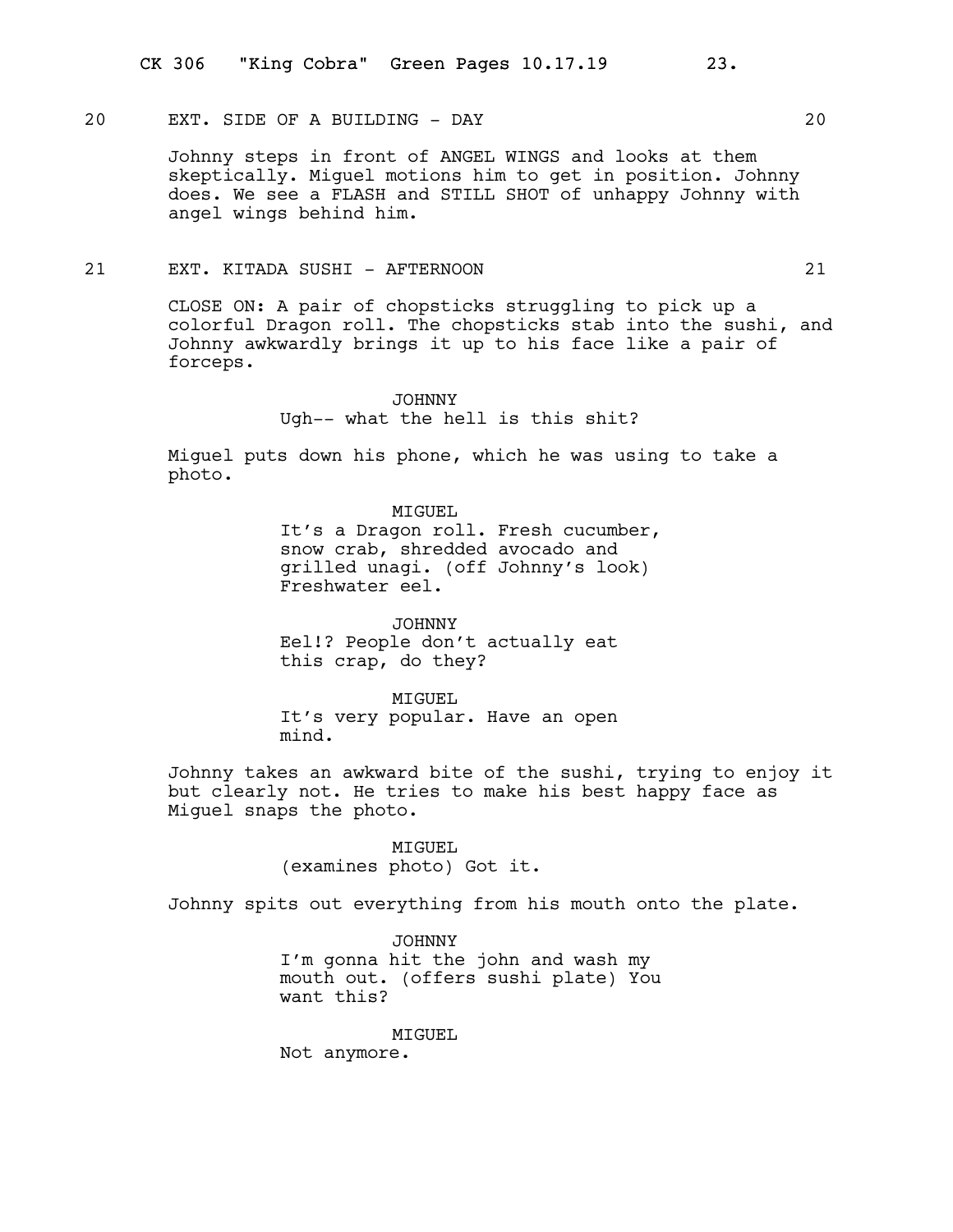20 EXT. SIDE OF A BUILDING - DAY 20

Johnny steps in front of ANGEL WINGS and looks at them skeptically. Miguel motions him to get in position. Johnny does. We see a FLASH and STILL SHOT of unhappy Johnny with angel wings behind him.

21 EXT. KITADA SUSHI - AFTERNOON 21

CLOSE ON: A pair of chopsticks struggling to pick up a colorful Dragon roll. The chopsticks stab into the sushi, and Johnny awkwardly brings it up to his face like a pair of forceps.

JOHNNY
Ugh-- what the hell is this shit?

Miguel puts down his phone, which he was using to take a photo.

MIGUEL
It's a Dragon roll. Fresh cucumber, snow crab, shredded avocado and grilled unagi. (off Johnny's look) Freshwater eel.

JOHNNY
Eel!? People don't actually eat this crap, do they?

MIGUEL
It's very popular. Have an open mind.

Johnny takes an awkward bite of the sushi, trying to enjoy it but clearly not. He tries to make his best happy face as Miguel snaps the photo.

MIGUEL
(examines photo) Got it.

Johnny spits out everything from his mouth onto the plate.

JOHNNY
I'm gonna hit the john and wash my mouth out. (offers sushi plate) You want this?

MIGUEL
Not anymore.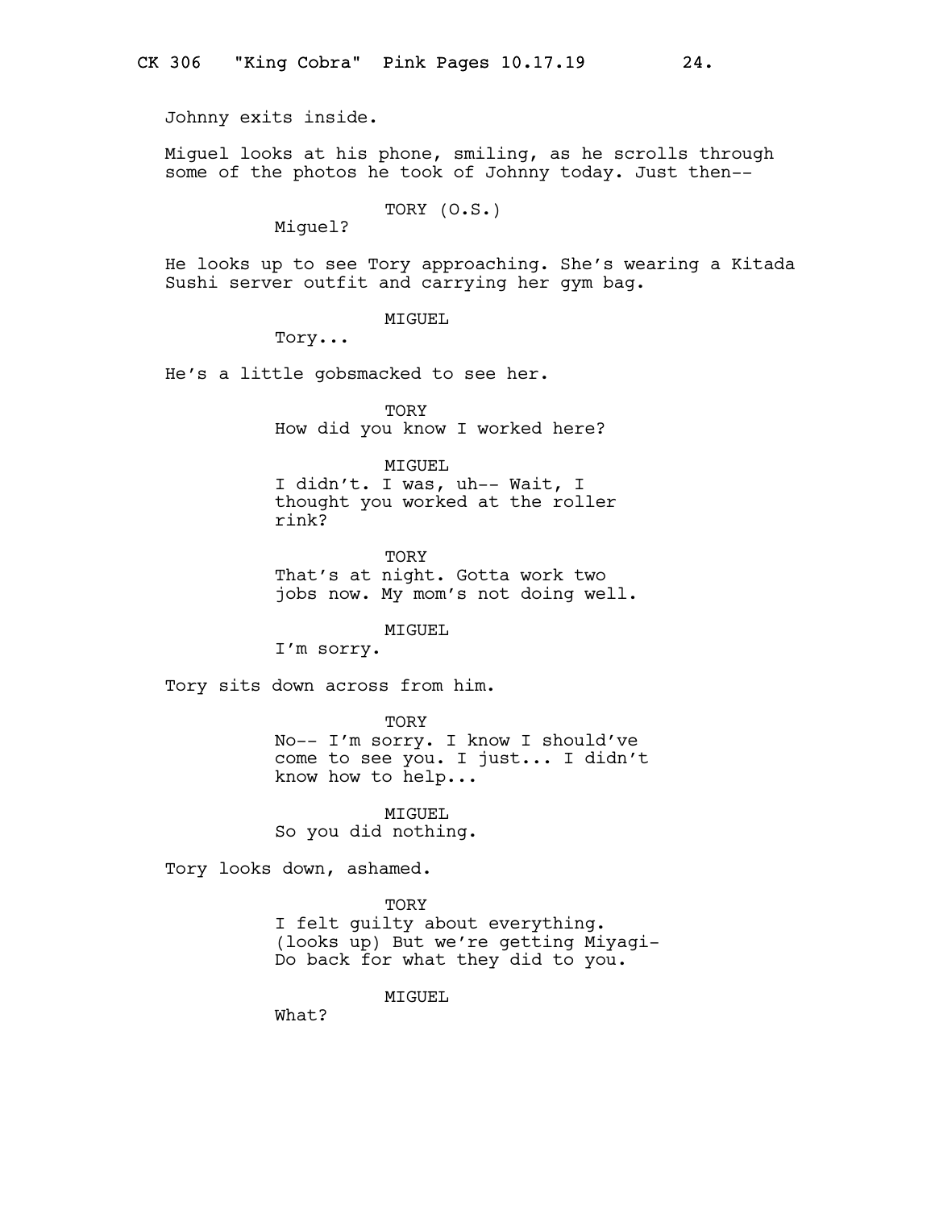Johnny exits inside.

Miguel looks at his phone, smiling, as he scrolls through some of the photos he took of Johnny today. Just then--

TORY (O.S.)
Miguel?

He looks up to see Tory approaching. She's wearing a Kitada Sushi server outfit and carrying her gym bag.

MIGUEL
Tory...

He's a little gobsmacked to see her.

TORY
How did you know I worked here?

MIGUEL
I didn't. I was, uh-- Wait, I thought you worked at the roller rink?

TORY
That's at night. Gotta work two jobs now. My mom's not doing well.

MIGUEL
I'm sorry.

Tory sits down across from him.

TORY
No-- I'm sorry. I know I should've come to see you. I just... I didn't know how to help...

MIGUEL
So you did nothing.

Tory looks down, ashamed.

TORY
I felt guilty about everything. (looks up) But we're getting Miyagi-Do back for what they did to you.

MIGUEL
What?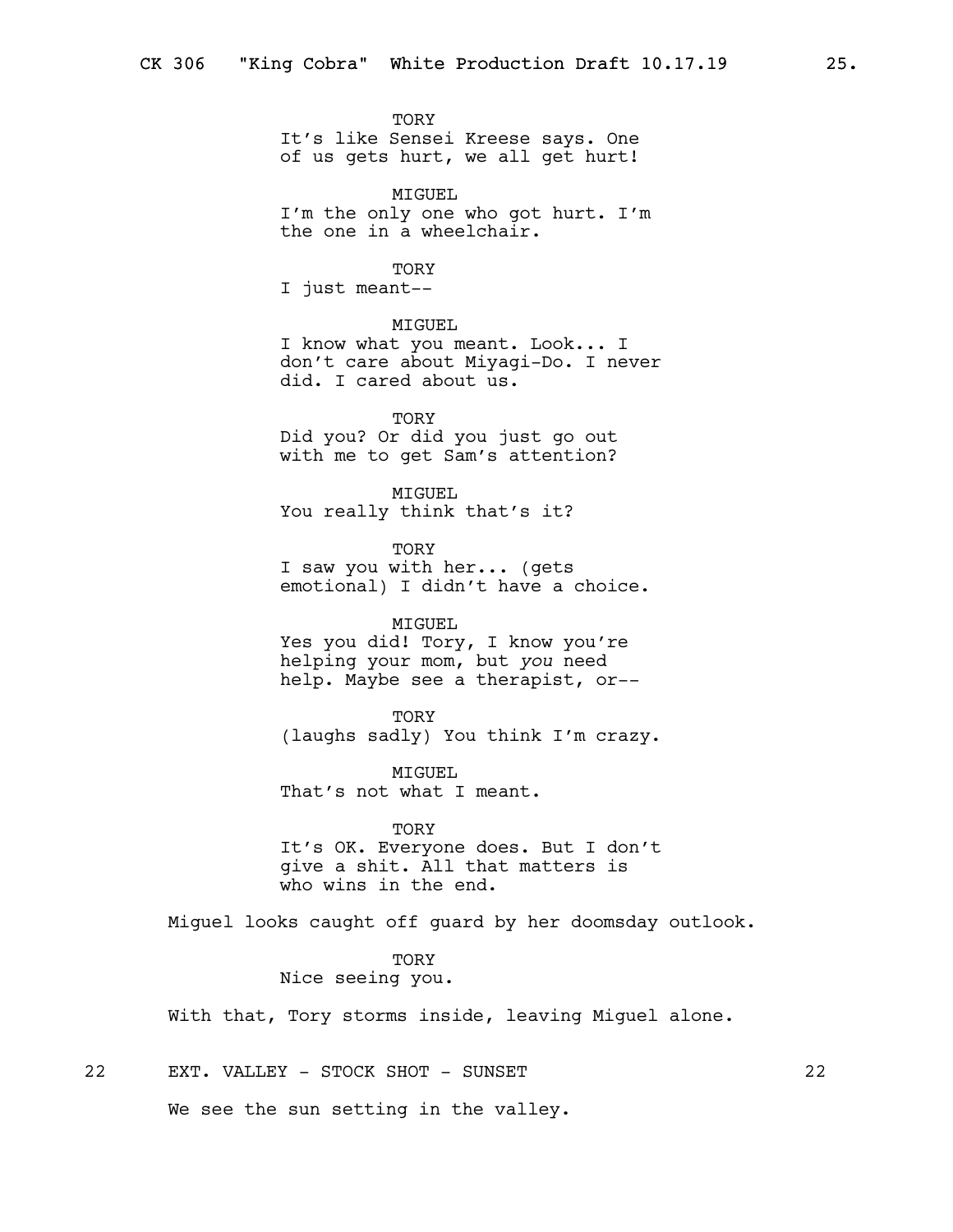TORY
It's like Sensei Kreese says. One of us gets hurt, we all get hurt!

MIGUEL
I'm the only one who got hurt. I'm the one in a wheelchair.

TORY
I just meant--

MIGUEL
I know what you meant. Look... I don't care about Miyagi-Do. I never did. I cared about us.

TORY
Did you? Or did you just go out with me to get Sam's attention?

MIGUEL
You really think that's it?

TORY
I saw you with her... (gets emotional) I didn't have a choice.

MIGUEL
Yes you did! Tory, I know you're helping your mom, but *you* need help. Maybe see a therapist, or--

TORY
(laughs sadly) You think I'm crazy.

MIGUEL
That's not what I meant.

TORY
It's OK. Everyone does. But I don't give a shit. All that matters is who wins in the end.

Miguel looks caught off guard by her doomsday outlook.

TORY
Nice seeing you.

With that, Tory storms inside, leaving Miguel alone.

22 EXT. VALLEY - STOCK SHOT - SUNSET 22

We see the sun setting in the valley.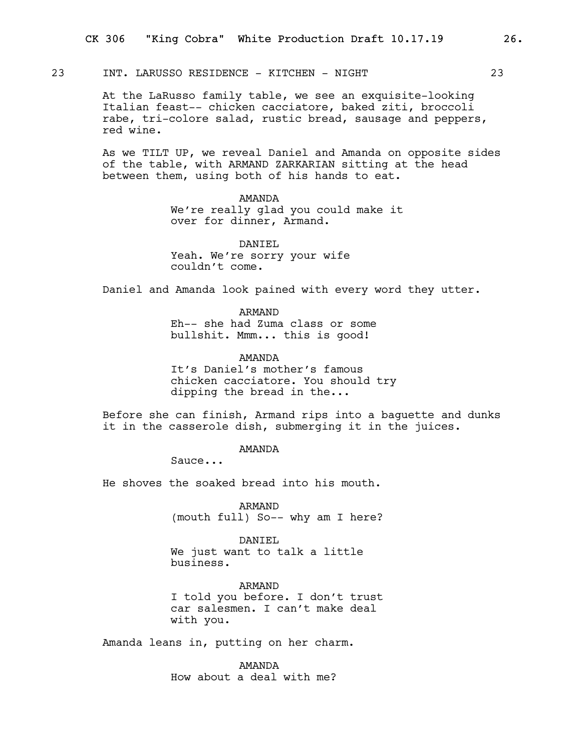23 INT. LARUSSO RESIDENCE - KITCHEN - NIGHT 23

At the LaRusso family table, we see an exquisite-looking Italian feast-- chicken cacciatore, baked ziti, broccoli rabe, tri-colore salad, rustic bread, sausage and peppers, red wine.

As we TILT UP, we reveal Daniel and Amanda on opposite sides of the table, with ARMAND ZARKARIAN sitting at the head between them, using both of his hands to eat.

AMANDA
We're really glad you could make it over for dinner, Armand.

DANIEL
Yeah. We're sorry your wife couldn't come.

Daniel and Amanda look pained with every word they utter.

ARMAND
Eh-- she had Zuma class or some bullshit. Mmm... this is good!

AMANDA
It's Daniel's mother's famous chicken cacciatore. You should try dipping the bread in the...

Before she can finish, Armand rips into a baguette and dunks it in the casserole dish, submerging it in the juices.

AMANDA
Sauce...

He shoves the soaked bread into his mouth.

ARMAND
(mouth full) So-- why am I here?

DANIEL
We just want to talk a little business.

ARMAND
I told you before. I don't trust car salesmen. I can't make deal with you.

Amanda leans in, putting on her charm.

AMANDA
How about a deal with me?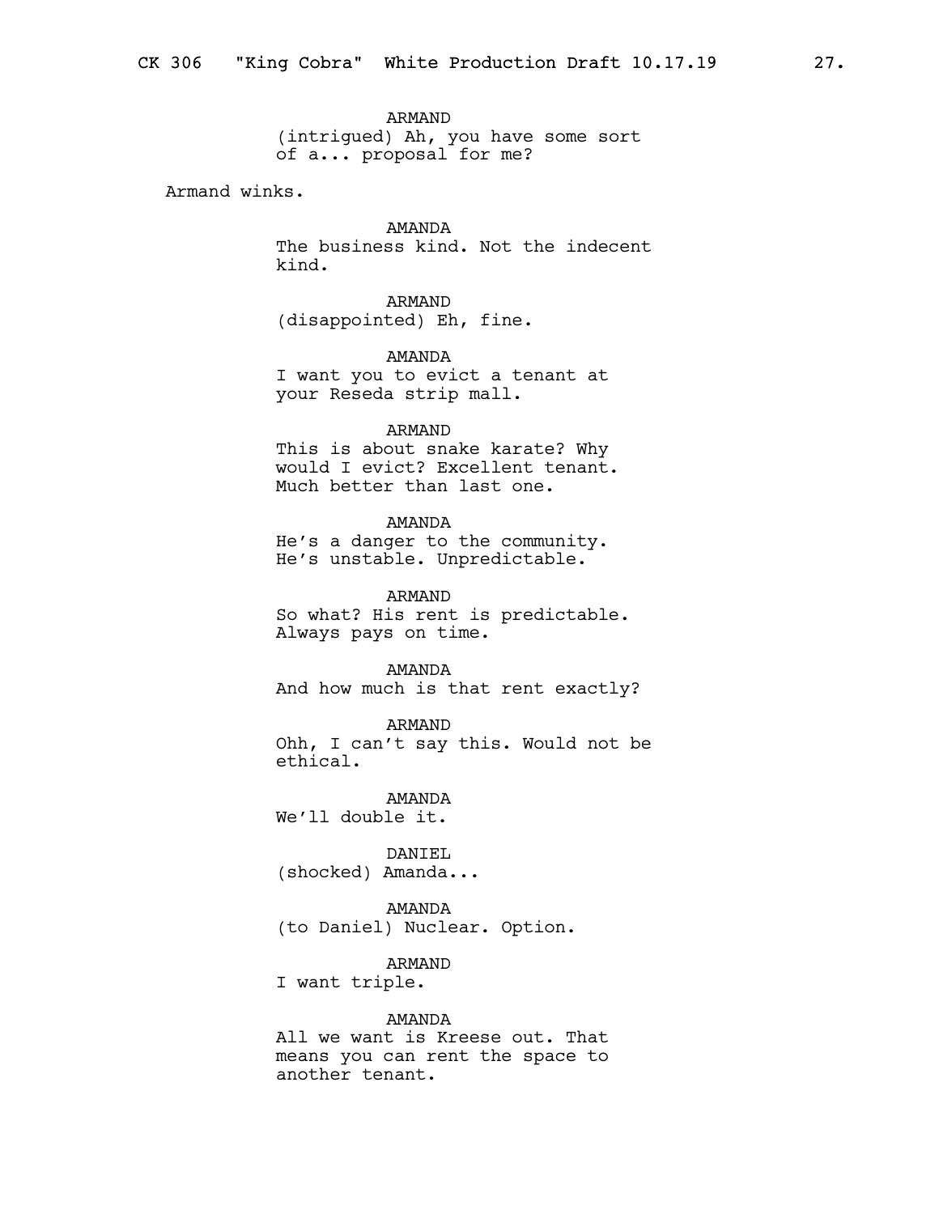ARMAND
(intrigued) Ah, you have some sort of a... proposal for me?

Armand winks.

AMANDA
The business kind. Not the indecent kind.

ARMAND
(disappointed) Eh, fine.

AMANDA
I want you to evict a tenant at your Reseda strip mall.

ARMAND
This is about snake karate? Why would I evict? Excellent tenant. Much better than last one.

AMANDA
He's a danger to the community. He's unstable. Unpredictable.

ARMAND
So what? His rent is predictable. Always pays on time.

AMANDA
And how much is that rent exactly?

ARMAND
Ohh, I can't say this. Would not be ethical.

AMANDA
We'll double it.

DANIEL
(shocked) Amanda...

AMANDA
(to Daniel) Nuclear. Option.

ARMAND
I want triple.

AMANDA
All we want is Kreese out. That means you can rent the space to another tenant.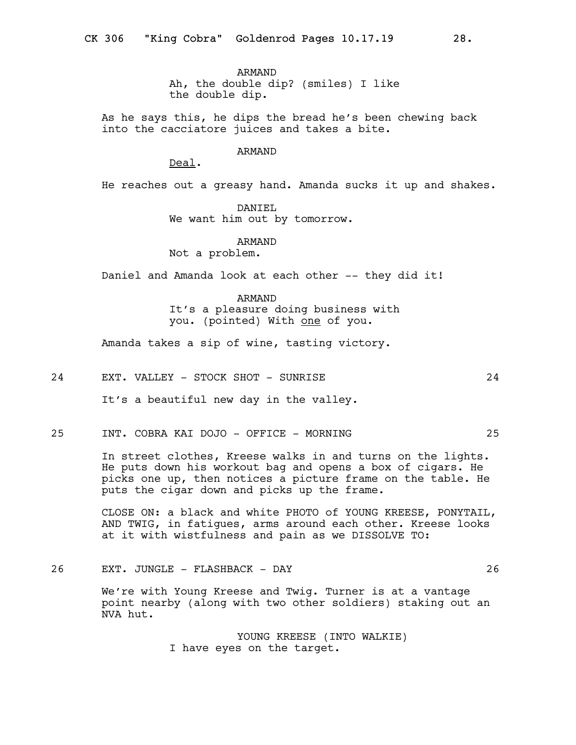ARMAND
Ah, the double dip? (smiles) I like the double dip.

As he says this, he dips the bread he's been chewing back into the cacciatore juices and takes a bite.

ARMAND
Deal.

He reaches out a greasy hand. Amanda sucks it up and shakes.

DANIEL
We want him out by tomorrow.

ARMAND
Not a problem.

Daniel and Amanda look at each other -- they did it!

ARMAND
It's a pleasure doing business with you. (pointed) With one of you.

Amanda takes a sip of wine, tasting victory.

24 EXT. VALLEY - STOCK SHOT - SUNRISE 24

It's a beautiful new day in the valley.

25 INT. COBRA KAI DOJO - OFFICE - MORNING 25

In street clothes, Kreese walks in and turns on the lights. He puts down his workout bag and opens a box of cigars. He picks one up, then notices a picture frame on the table. He puts the cigar down and picks up the frame.

CLOSE ON: a black and white PHOTO of YOUNG KREESE, PONYTAIL, AND TWIG, in fatigues, arms around each other. Kreese looks at it with wistfulness and pain as we DISSOLVE TO:

26 EXT. JUNGLE - FLASHBACK - DAY 26

We're with Young Kreese and Twig. Turner is at a vantage point nearby (along with two other soldiers) staking out an NVA hut.

YOUNG KREESE (INTO WALKIE)
I have eyes on the target.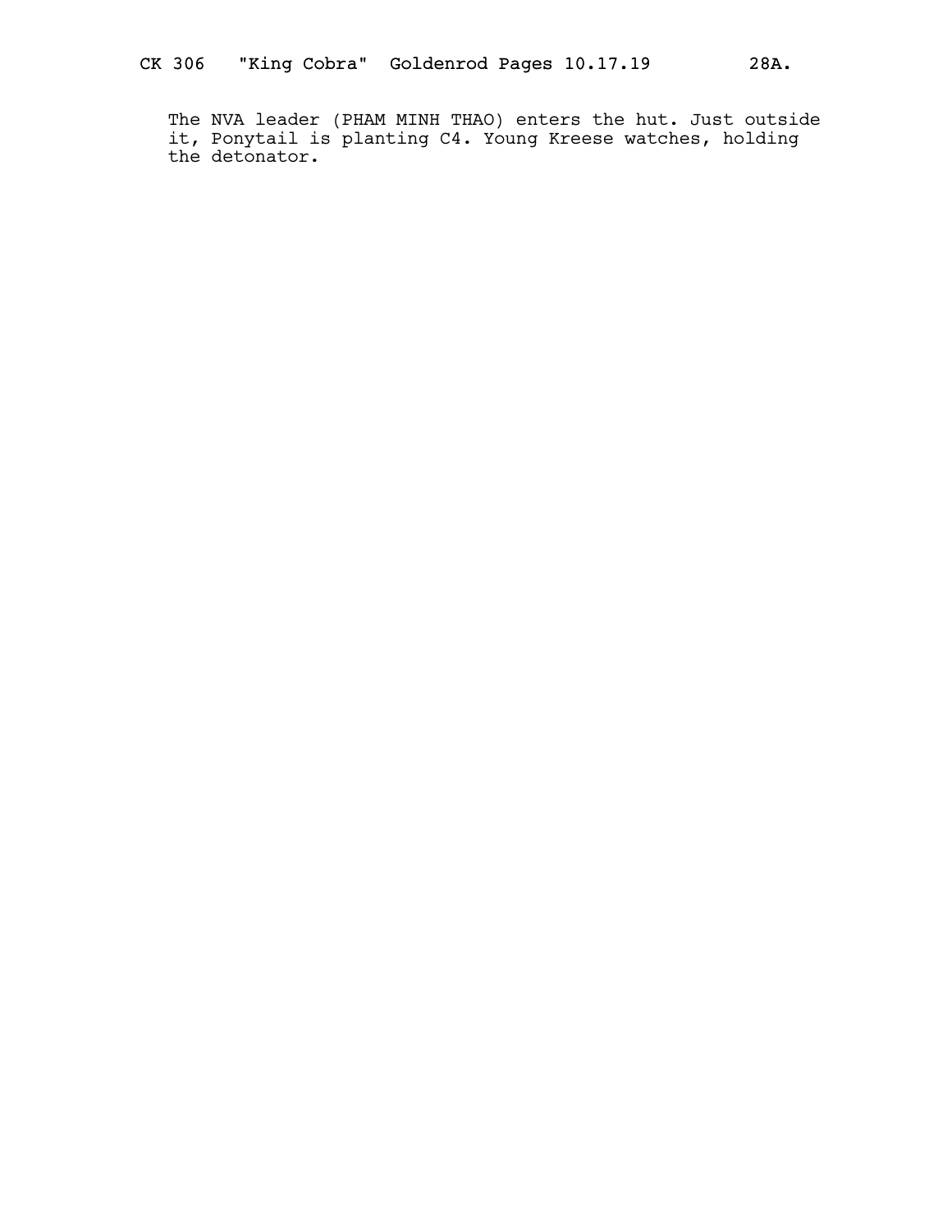The NVA leader (PHAM MINH THAO) enters the hut. Just outside it, Ponytail is planting C4. Young Kreese watches, holding the detonator.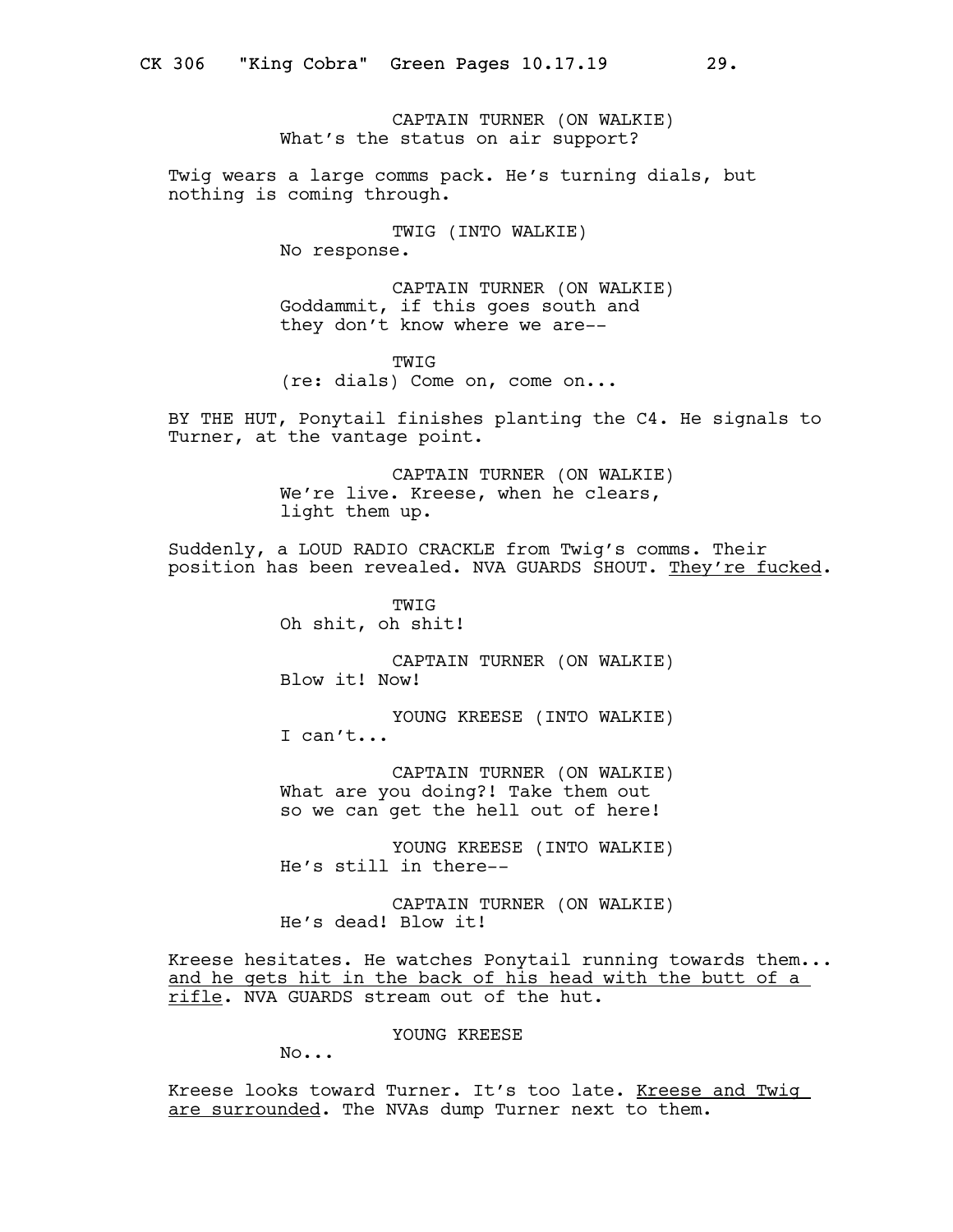CAPTAIN TURNER (ON WALKIE)
What's the status on air support?

Twig wears a large comms pack. He's turning dials, but nothing is coming through.

TWIG (INTO WALKIE)
No response.

CAPTAIN TURNER (ON WALKIE)
Goddammit, if this goes south and they don't know where we are--

TWIG
(re: dials) Come on, come on...

BY THE HUT, Ponytail finishes planting the C4. He signals to Turner, at the vantage point.

CAPTAIN TURNER (ON WALKIE)
We're live. Kreese, when he clears, light them up.

Suddenly, a LOUD RADIO CRACKLE from Twig's comms. Their position has been revealed. NVA GUARDS SHOUT. <u>They're fucked</u>.

TWIG
Oh shit, oh shit!

CAPTAIN TURNER (ON WALKIE)
Blow it! Now!

YOUNG KREESE (INTO WALKIE)
I can't...

CAPTAIN TURNER (ON WALKIE)
What are you doing?! Take them out so we can get the hell out of here!

YOUNG KREESE (INTO WALKIE)
He's still in there--

CAPTAIN TURNER (ON WALKIE)
He's dead! Blow it!

Kreese hesitates. He watches Ponytail running towards them... <u>and he gets hit in the back of his head with the butt of a rifle</u>. NVA GUARDS stream out of the hut.

YOUNG KREESE
No...

Kreese looks toward Turner. It's too late. <u>Kreese and Twig are surrounded</u>. The NVAs dump Turner next to them.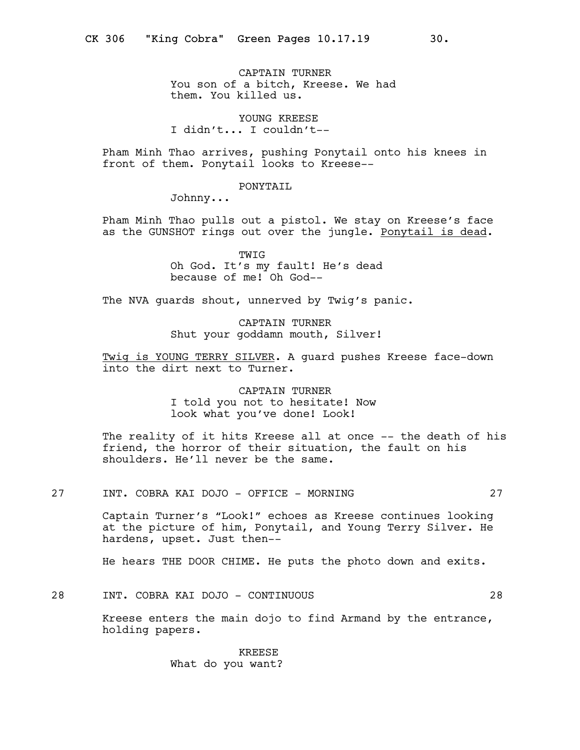CAPTAIN TURNER
You son of a bitch, Kreese. We had them. You killed us.

YOUNG KREESE
I didn't... I couldn't--

Pham Minh Thao arrives, pushing Ponytail onto his knees in front of them. Ponytail looks to Kreese--

PONYTAIL
Johnny...

Pham Minh Thao pulls out a pistol. We stay on Kreese's face as the GUNSHOT rings out over the jungle. Ponytail is dead.

TWIG
Oh God. It's my fault! He's dead because of me! Oh God--

The NVA guards shout, unnerved by Twig's panic.

CAPTAIN TURNER
Shut your goddamn mouth, Silver!

Twig is YOUNG TERRY SILVER. A guard pushes Kreese face-down into the dirt next to Turner.

CAPTAIN TURNER
I told you not to hesitate! Now look what you've done! Look!

The reality of it hits Kreese all at once -- the death of his friend, the horror of their situation, the fault on his shoulders. He'll never be the same.

27 INT. COBRA KAI DOJO - OFFICE - MORNING 27

Captain Turner's "Look!" echoes as Kreese continues looking at the picture of him, Ponytail, and Young Terry Silver. He hardens, upset. Just then--

He hears THE DOOR CHIME. He puts the photo down and exits.

28 INT. COBRA KAI DOJO - CONTINUOUS 28

Kreese enters the main dojo to find Armand by the entrance, holding papers.

KREESE
What do you want?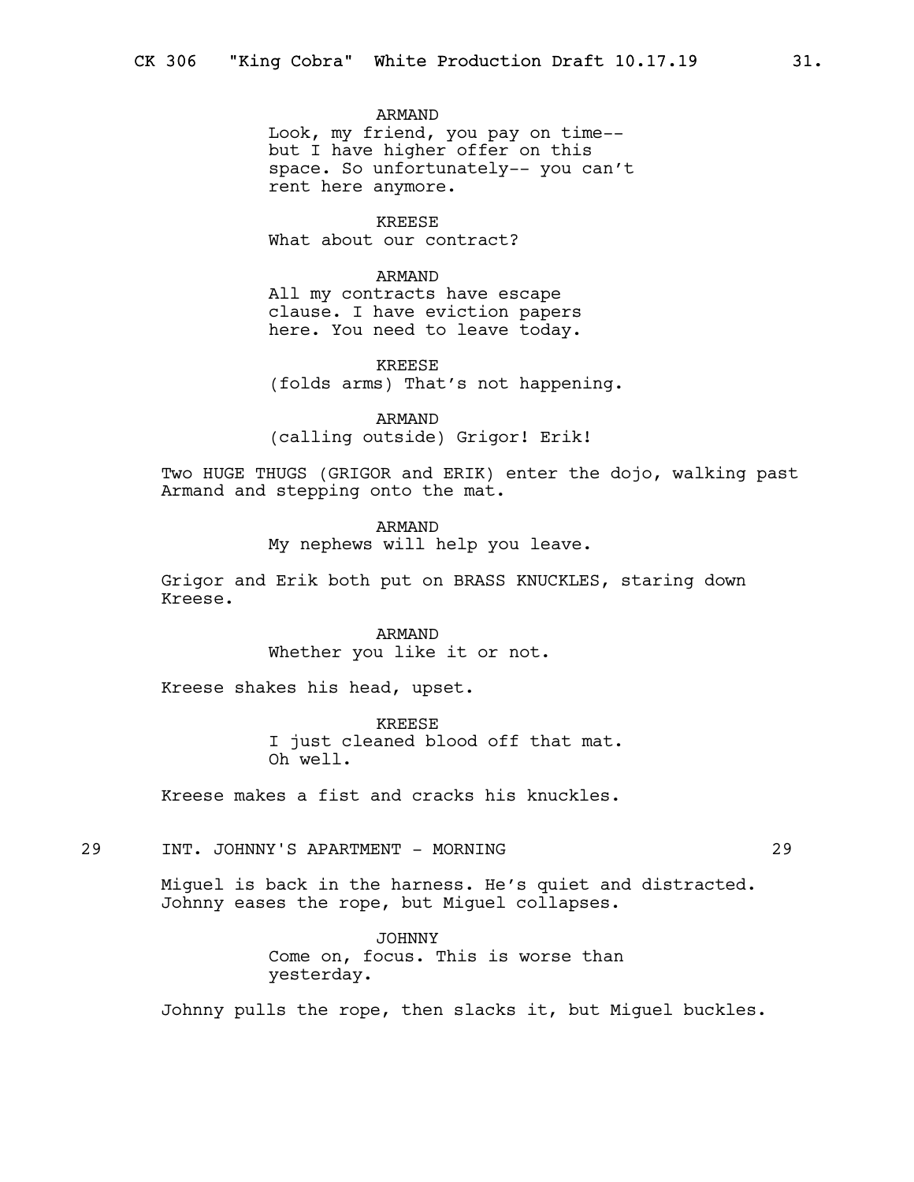ARMAND

Look, my friend, you pay on time-- but I have higher offer on this space. So unfortunately-- you can't rent here anymore.

KREESE

What about our contract?

ARMAND

All my contracts have escape clause. I have eviction papers here. You need to leave today.

KREESE

(folds arms) That's not happening.

ARMAND

(calling outside) Grigor! Erik!

Two HUGE THUGS (GRIGOR and ERIK) enter the dojo, walking past Armand and stepping onto the mat.

ARMAND

My nephews will help you leave.

Grigor and Erik both put on BRASS KNUCKLES, staring down Kreese.

ARMAND

Whether you like it or not.

Kreese shakes his head, upset.

KREESE

I just cleaned blood off that mat. Oh well.

Kreese makes a fist and cracks his knuckles.

29 INT. JOHNNY'S APARTMENT - MORNING 29

Miguel is back in the harness. He's quiet and distracted. Johnny eases the rope, but Miguel collapses.

JOHNNY

Come on, focus. This is worse than yesterday.

Johnny pulls the rope, then slacks it, but Miguel buckles.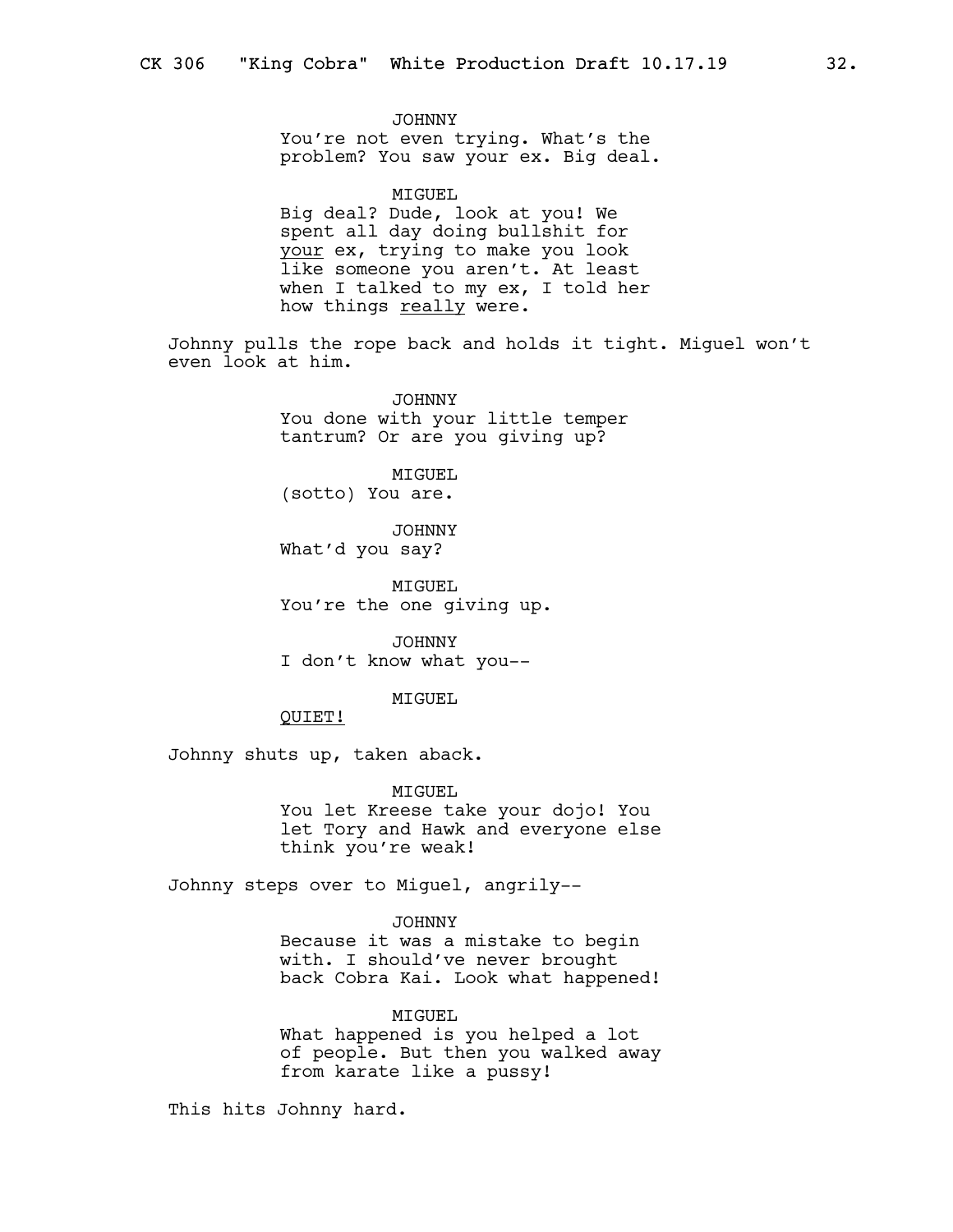JOHNNY
You're not even trying. What's the problem? You saw your ex. Big deal.

MIGUEL
Big deal? Dude, look at you! We spent all day doing bullshit for <u>your</u> ex, trying to make you look like someone you aren't. At least when I talked to my ex, I told her how things <u>really</u> were.

Johnny pulls the rope back and holds it tight. Miguel won't even look at him.

JOHNNY
You done with your little temper tantrum? Or are you giving up?

MIGUEL
(sotto) You are.

JOHNNY
What'd you say?

MIGUEL
You're the one giving up.

JOHNNY
I don't know what you--

MIGUEL
<u>QUIET!</u>

Johnny shuts up, taken aback.

MIGUEL
You let Kreese take your dojo! You let Tory and Hawk and everyone else think you're weak!

Johnny steps over to Miguel, angrily--

JOHNNY
Because it was a mistake to begin with. I should've never brought back Cobra Kai. Look what happened!

MIGUEL
What happened is you helped a lot of people. But then you walked away from karate like a pussy!

This hits Johnny hard.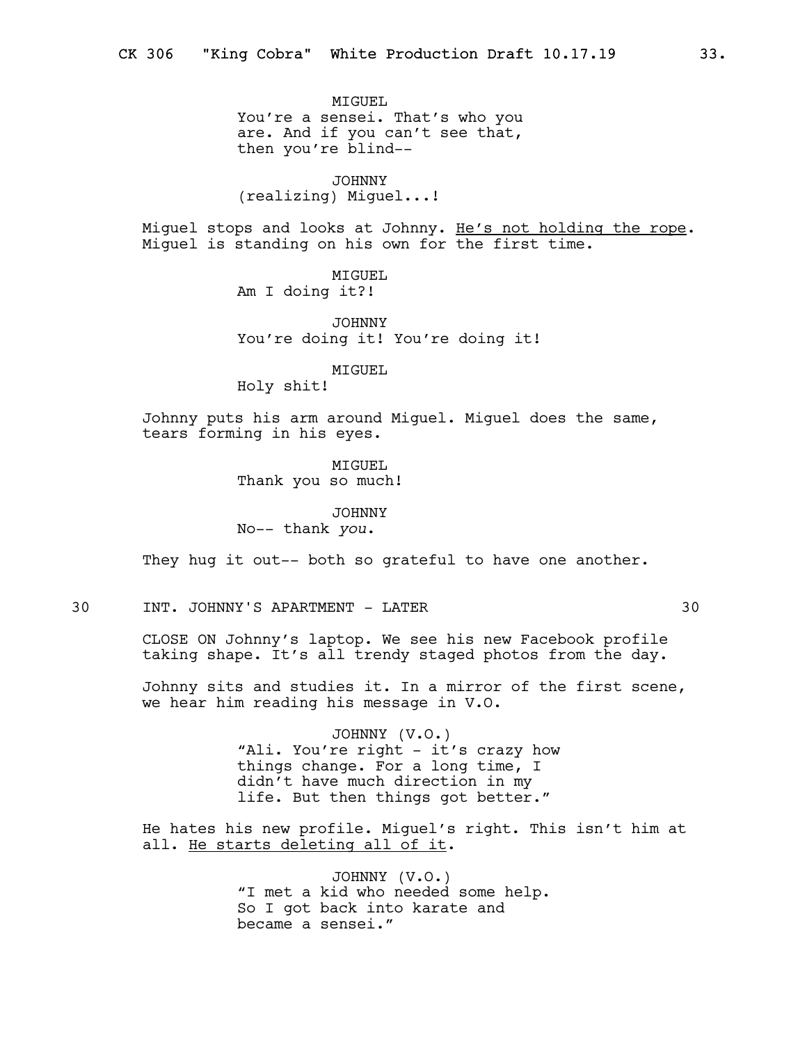MIGUEL
You're a sensei. That's who you are. And if you can't see that, then you're blind--

JOHNNY
(realizing) Miguel...!

Miguel stops and looks at Johnny. <u>He's not holding the rope</u>. Miguel is standing on his own for the first time.

MIGUEL
Am I doing it?!

JOHNNY
You're doing it! You're doing it!

MIGUEL
Holy shit!

Johnny puts his arm around Miguel. Miguel does the same, tears forming in his eyes.

MIGUEL
Thank you so much!

JOHNNY
No-- thank *you*.

They hug it out-- both so grateful to have one another.

30 INT. JOHNNY'S APARTMENT - LATER 30

CLOSE ON Johnny's laptop. We see his new Facebook profile taking shape. It's all trendy staged photos from the day.

Johnny sits and studies it. In a mirror of the first scene, we hear him reading his message in V.O.

JOHNNY (V.O.)
"Ali. You're right - it's crazy how things change. For a long time, I didn't have much direction in my life. But then things got better."

He hates his new profile. Miguel's right. This isn't him at all. <u>He starts deleting all of it</u>.

JOHNNY (V.O.)
"I met a kid who needed some help. So I got back into karate and became a sensei."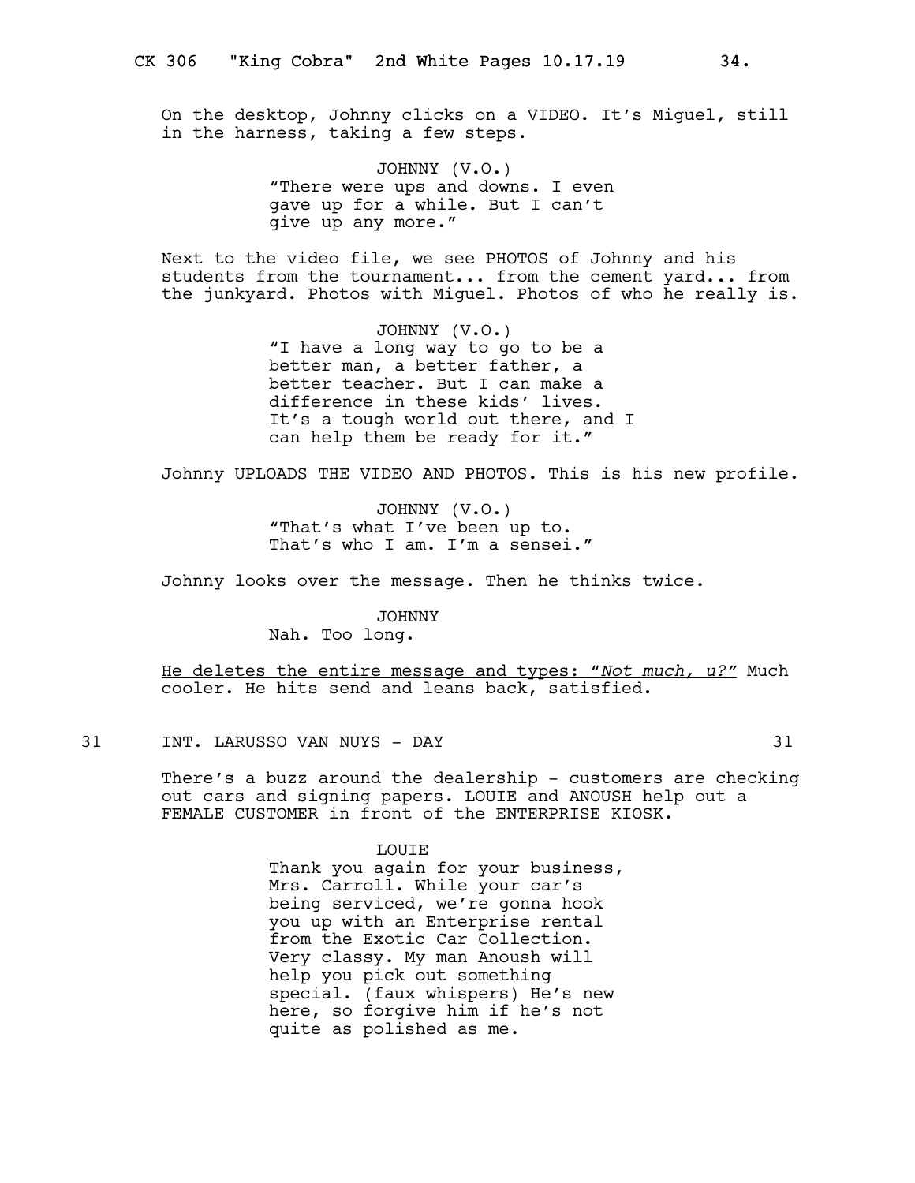On the desktop, Johnny clicks on a VIDEO. It's Miguel, still in the harness, taking a few steps.

JOHNNY (V.O.)
"There were ups and downs. I even gave up for a while. But I can't give up any more."

Next to the video file, we see PHOTOS of Johnny and his students from the tournament... from the cement yard... from the junkyard. Photos with Miguel. Photos of who he really is.

JOHNNY (V.O.)
"I have a long way to go to be a better man, a better father, a better teacher. But I can make a difference in these kids' lives. It's a tough world out there, and I can help them be ready for it."

Johnny UPLOADS THE VIDEO AND PHOTOS. This is his new profile.

JOHNNY (V.O.)
"That's what I've been up to. That's who I am. I'm a sensei."

Johnny looks over the message. Then he thinks twice.

JOHNNY
Nah. Too long.

<u>He deletes the entire message and types: "*Not much, u?*"</u> Much cooler. He hits send and leans back, satisfied.

31 INT. LARUSSO VAN NUYS - DAY 31

There's a buzz around the dealership - customers are checking out cars and signing papers. LOUIE and ANOUSH help out a FEMALE CUSTOMER in front of the ENTERPRISE KIOSK.

LOUIE
Thank you again for your business, Mrs. Carroll. While your car's being serviced, we're gonna hook you up with an Enterprise rental from the Exotic Car Collection. Very classy. My man Anoush will help you pick out something special. (faux whispers) He's new here, so forgive him if he's not quite as polished as me.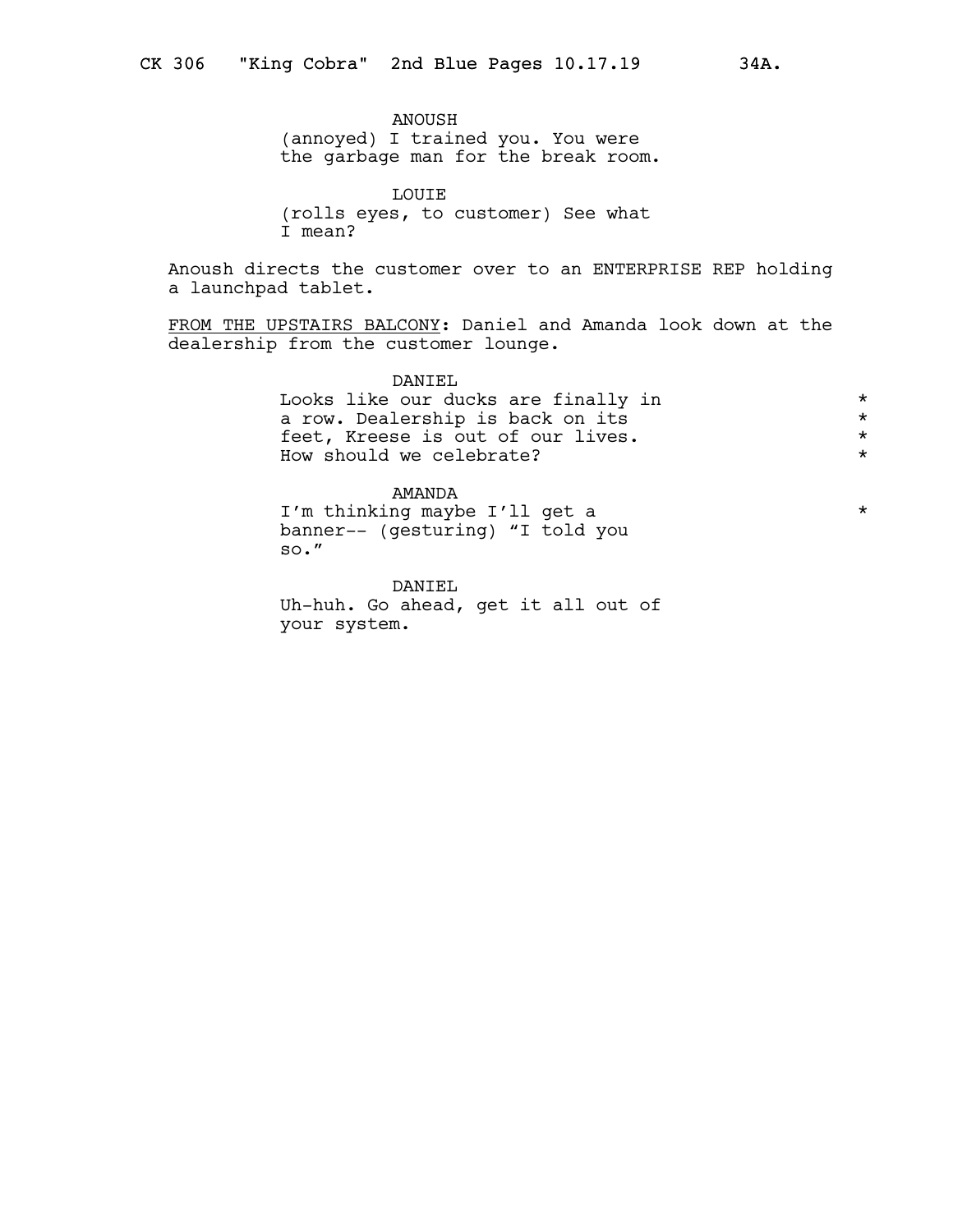ANOUSH
(annoyed) I trained you. You were the garbage man for the break room.

LOUIE
(rolls eyes, to customer) See what I mean?

Anoush directs the customer over to an ENTERPRISE REP holding a launchpad tablet.

<u>FROM THE UPSTAIRS BALCONY</u>: Daniel and Amanda look down at the dealership from the customer lounge.

DANIEL
Looks like our ducks are finally in a row. Dealership is back on its feet, Kreese is out of our lives. How should we celebrate? *

AMANDA
I'm thinking maybe I'll get a banner-- (gesturing) "I told you so." *

DANIEL
Uh-huh. Go ahead, get it all out of your system.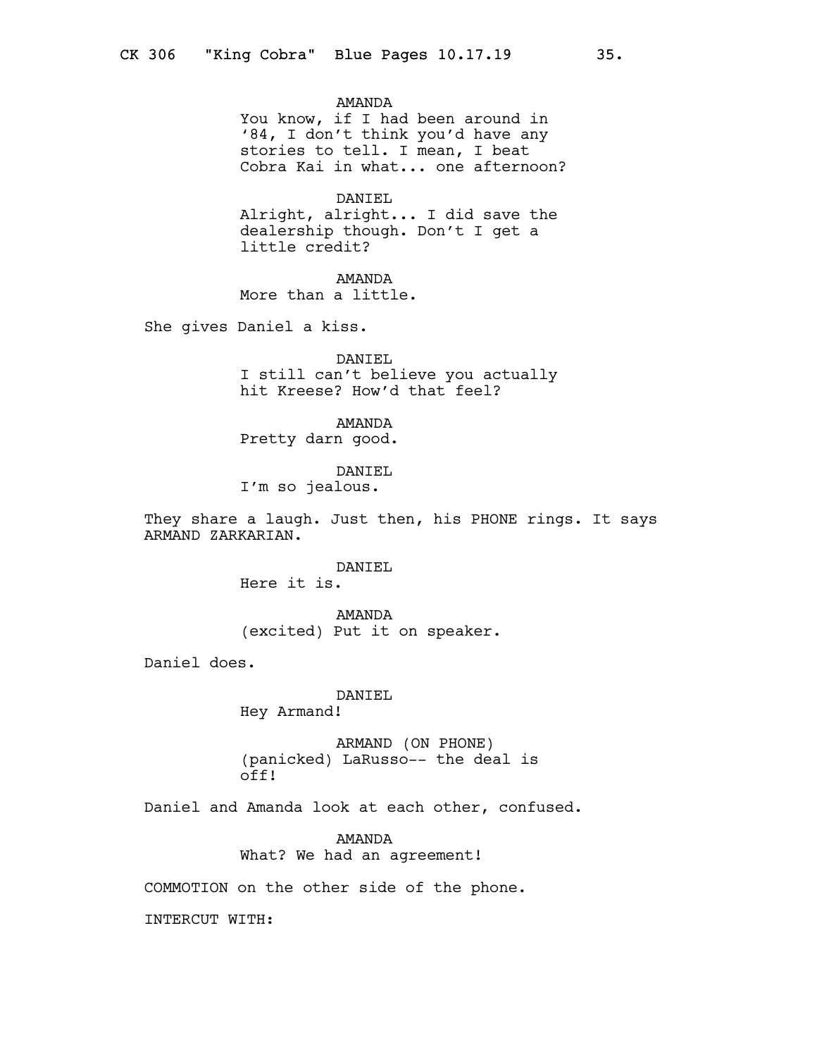AMANDA
You know, if I had been around in '84, I don't think you'd have any stories to tell. I mean, I beat Cobra Kai in what... one afternoon?

DANIEL
Alright, alright... I did save the dealership though. Don't I get a little credit?

AMANDA
More than a little.

She gives Daniel a kiss.

DANIEL
I still can't believe you actually hit Kreese? How'd that feel?

AMANDA
Pretty darn good.

DANIEL
I'm so jealous.

They share a laugh. Just then, his PHONE rings. It says ARMAND ZARKARIAN.

DANIEL
Here it is.

AMANDA
(excited) Put it on speaker.

Daniel does.

DANIEL
Hey Armand!

ARMAND (ON PHONE)
(panicked) LaRusso-- the deal is off!

Daniel and Amanda look at each other, confused.

AMANDA
What? We had an agreement!

COMMOTION on the other side of the phone.

INTERCUT WITH: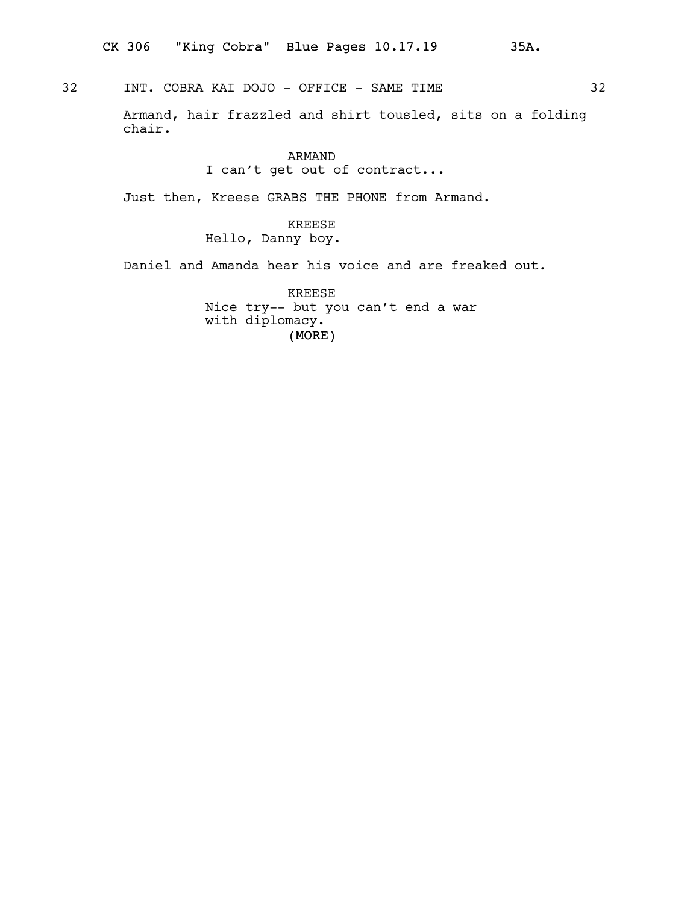32 INT. COBRA KAI DOJO - OFFICE - SAME TIME 32

Armand, hair frazzled and shirt tousled, sits on a folding chair.

ARMAND
I can't get out of contract...

Just then, Kreese GRABS THE PHONE from Armand.

KREESE
Hello, Danny boy.

Daniel and Amanda hear his voice and are freaked out.

KREESE
Nice try-- but you can't end a war with diplomacy.
(MORE)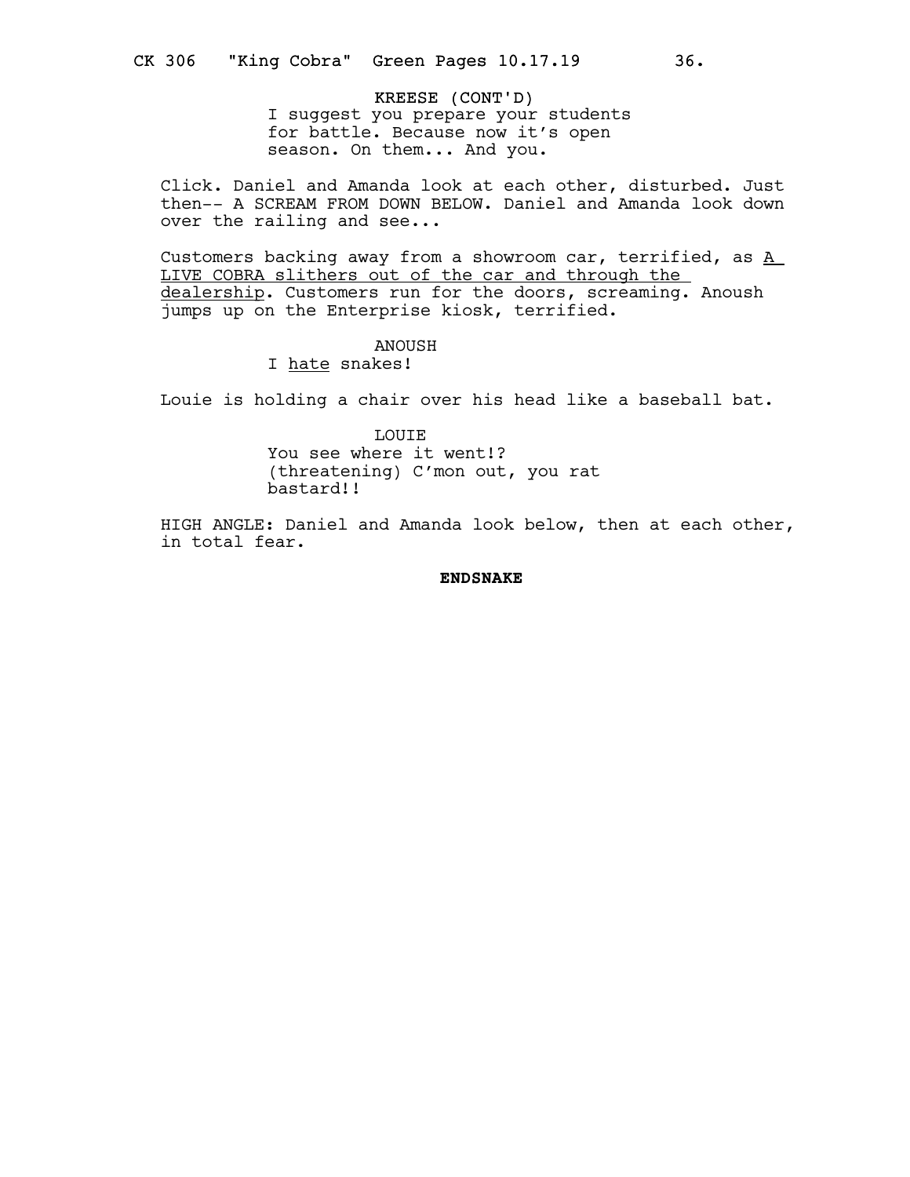KREESE (CONT'D)
I suggest you prepare your students for battle. Because now it's open season. On them... And you.

Click. Daniel and Amanda look at each other, disturbed. Just then-- A SCREAM FROM DOWN BELOW. Daniel and Amanda look down over the railing and see...

Customers backing away from a showroom car, terrified, as A LIVE COBRA slithers out of the car and through the dealership. Customers run for the doors, screaming. Anoush jumps up on the Enterprise kiosk, terrified.

ANOUSH
I hate snakes!

Louie is holding a chair over his head like a baseball bat.

LOUIE
You see where it went!? (threatening) C'mon out, you rat bastard!!

HIGH ANGLE: Daniel and Amanda look below, then at each other, in total fear.

**ENDSNAKE**